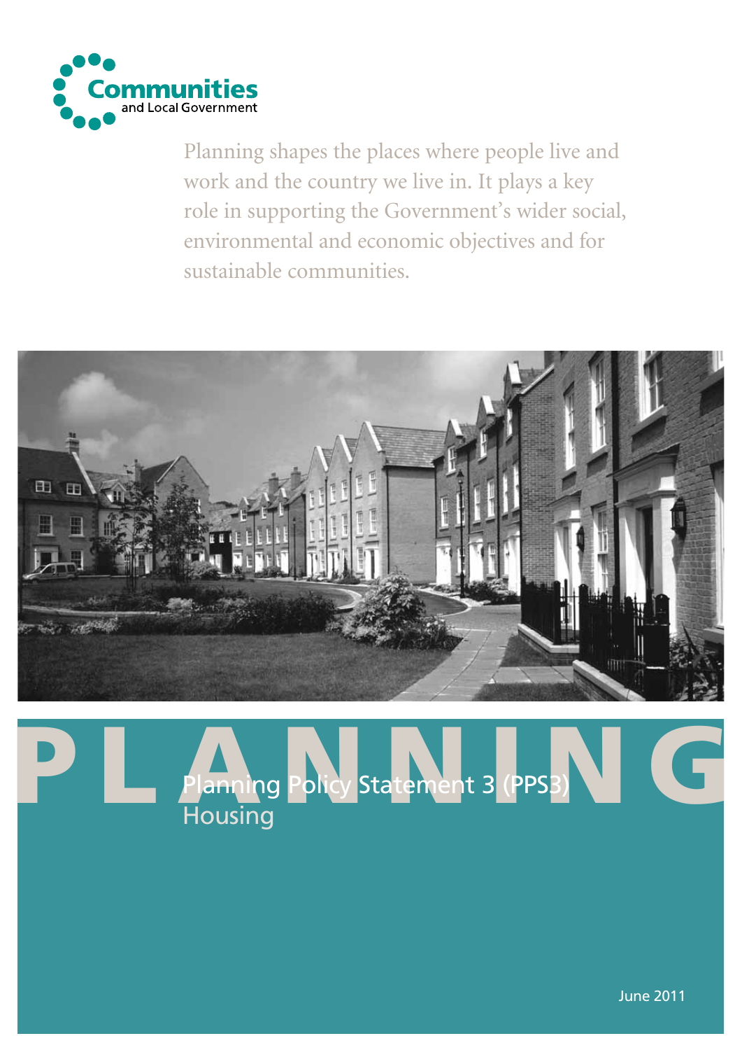Communities and Local Government

Planning shapes the places where people live and work and the country we live in. It plays a key role in supporting the Government's wider social, environmental and economic objectives and for sustainable communities.

PLANNING

# Planning Policy Statement 3 (PPS3)

## Housing

June 2011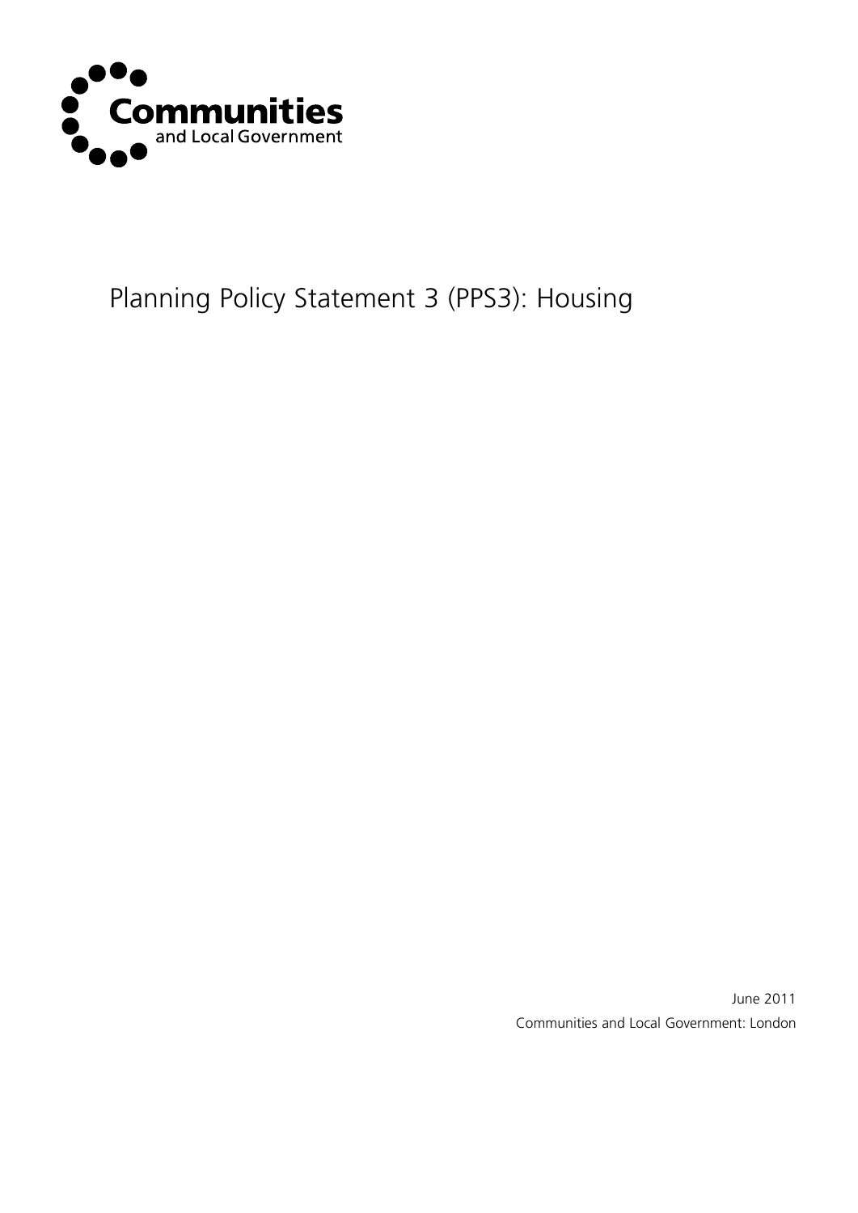Communities and Local Government

# Planning Policy Statement 3 (PPS3): Housing

June 2011

Communities and Local Government: London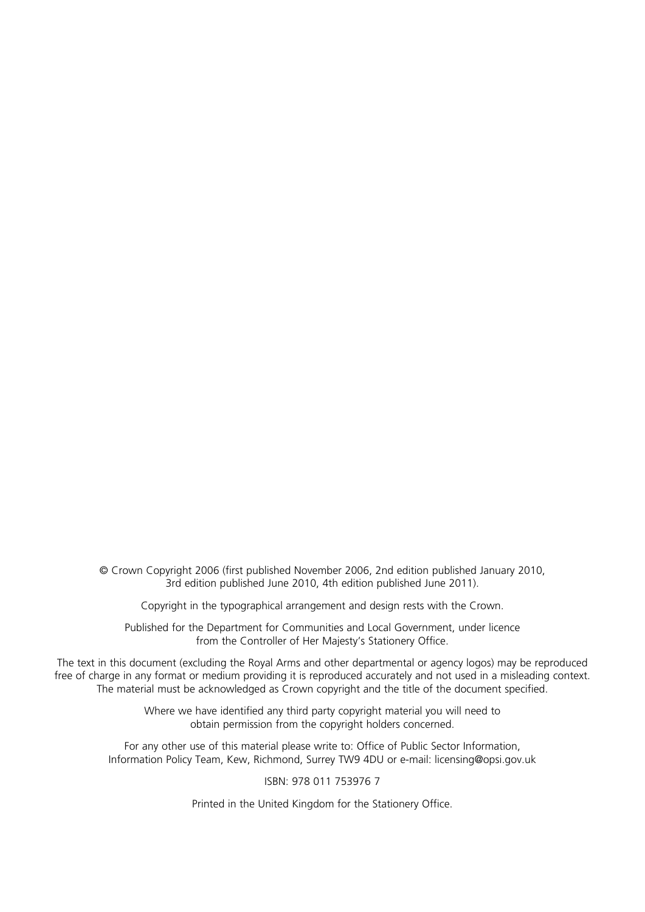© Crown Copyright 2006 (first published November 2006, 2nd edition published January 2010, 3rd edition published June 2010, 4th edition published June 2011).

Copyright in the typographical arrangement and design rests with the Crown.

Published for the Department for Communities and Local Government, under licence from the Controller of Her Majesty's Stationery Office.

The text in this document (excluding the Royal Arms and other departmental or agency logos) may be reproduced free of charge in any format or medium providing it is reproduced accurately and not used in a misleading context. The material must be acknowledged as Crown copyright and the title of the document specified.

Where we have identified any third party copyright material you will need to obtain permission from the copyright holders concerned.

For any other use of this material please write to: Office of Public Sector Information, Information Policy Team, Kew, Richmond, Surrey TW9 4DU or e-mail: licensing@opsi.gov.uk

ISBN: 978 011 753976 7

Printed in the United Kingdom for the Stationery Office.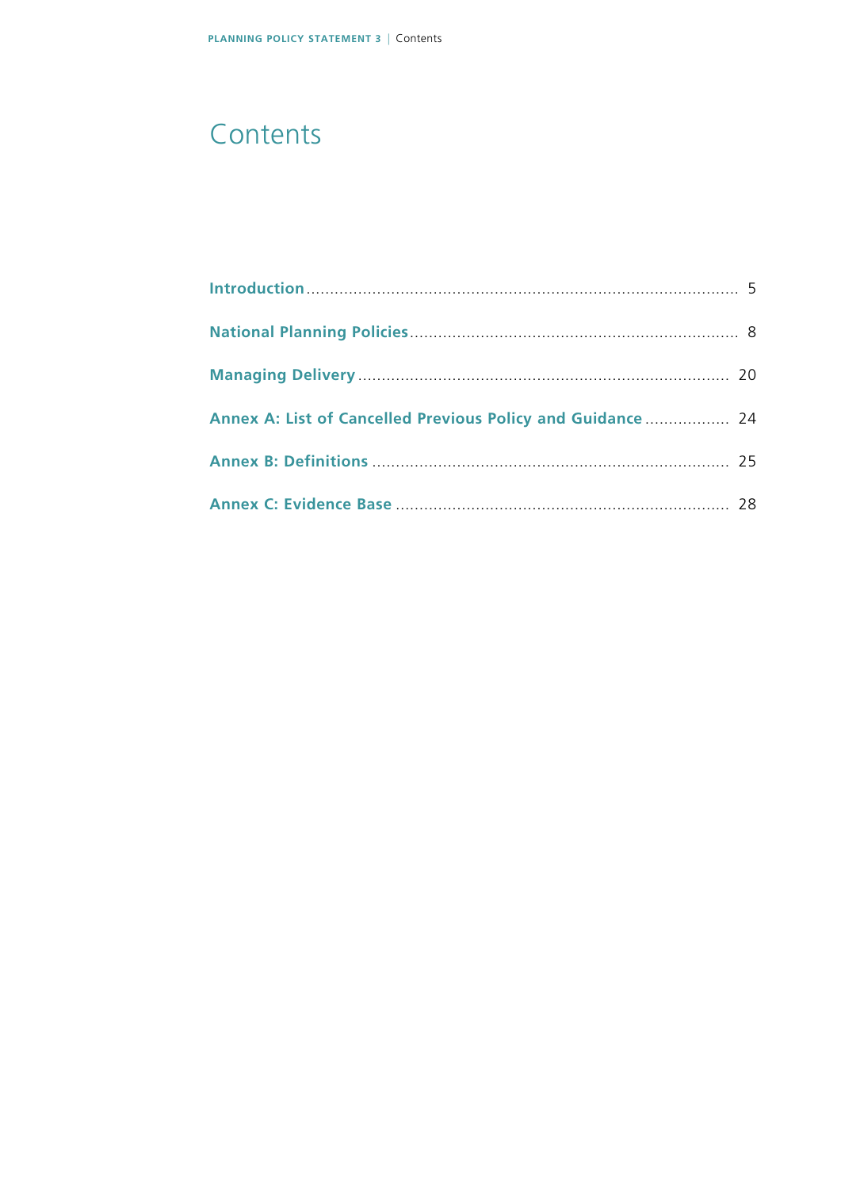# Contents

| | |
|---|---|
| **Introduction** | 5 |
| **National Planning Policies** | 8 |
| **Managing Delivery** | 20 |
| **Annex A: List of Cancelled Previous Policy and Guidance** | 24 |
| **Annex B: Definitions** | 25 |
| **Annex C: Evidence Base** | 28 |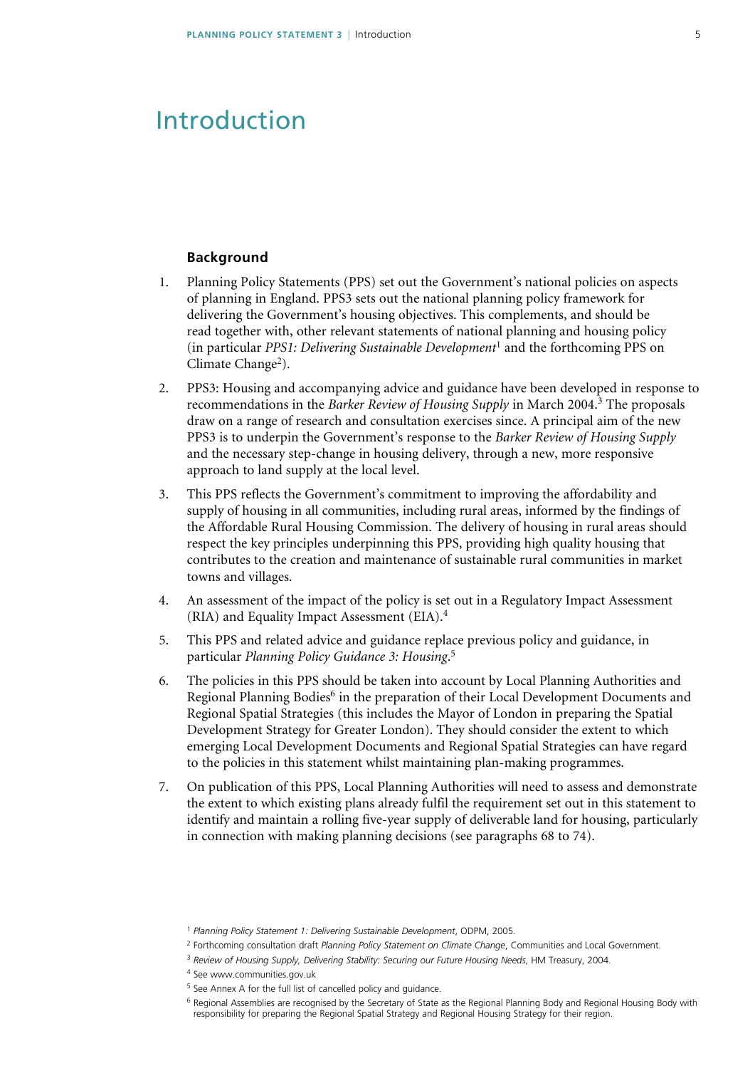# Introduction

### Background

1. Planning Policy Statements (PPS) set out the Government's national policies on aspects of planning in England. PPS3 sets out the national planning policy framework for delivering the Government's housing objectives. This complements, and should be read together with, other relevant statements of national planning and housing policy (in particular *PPS1: Delivering Sustainable Development*[1] and the forthcoming PPS on Climate Change[2]).

2. PPS3: Housing and accompanying advice and guidance have been developed in response to recommendations in the *Barker Review of Housing Supply* in March 2004.[3] The proposals draw on a range of research and consultation exercises since. A principal aim of the new PPS3 is to underpin the Government's response to the *Barker Review of Housing Supply* and the necessary step-change in housing delivery, through a new, more responsive approach to land supply at the local level.

3. This PPS reflects the Government's commitment to improving the affordability and supply of housing in all communities, including rural areas, informed by the findings of the Affordable Rural Housing Commission. The delivery of housing in rural areas should respect the key principles underpinning this PPS, providing high quality housing that contributes to the creation and maintenance of sustainable rural communities in market towns and villages.

4. An assessment of the impact of the policy is set out in a Regulatory Impact Assessment (RIA) and Equality Impact Assessment (EIA).[4]

5. This PPS and related advice and guidance replace previous policy and guidance, in particular *Planning Policy Guidance 3: Housing*.[5]

6. The policies in this PPS should be taken into account by Local Planning Authorities and Regional Planning Bodies[6] in the preparation of their Local Development Documents and Regional Spatial Strategies (this includes the Mayor of London in preparing the Spatial Development Strategy for Greater London). They should consider the extent to which emerging Local Development Documents and Regional Spatial Strategies can have regard to the policies in this statement whilst maintaining plan-making programmes.

7. On publication of this PPS, Local Planning Authorities will need to assess and demonstrate the extent to which existing plans already fulfil the requirement set out in this statement to identify and maintain a rolling five-year supply of deliverable land for housing, particularly in connection with making planning decisions (see paragraphs 68 to 74).

---

[1] *Planning Policy Statement 1: Delivering Sustainable Development*, ODPM, 2005.

[2] Forthcoming consultation draft *Planning Policy Statement on Climate Change*, Communities and Local Government.

[3] *Review of Housing Supply, Delivering Stability: Securing our Future Housing Needs*, HM Treasury, 2004.

[4] See www.communities.gov.uk

[5] See Annex A for the full list of cancelled policy and guidance.

[6] Regional Assemblies are recognised by the Secretary of State as the Regional Planning Body and Regional Housing Body with responsibility for preparing the Regional Spatial Strategy and Regional Housing Strategy for their region.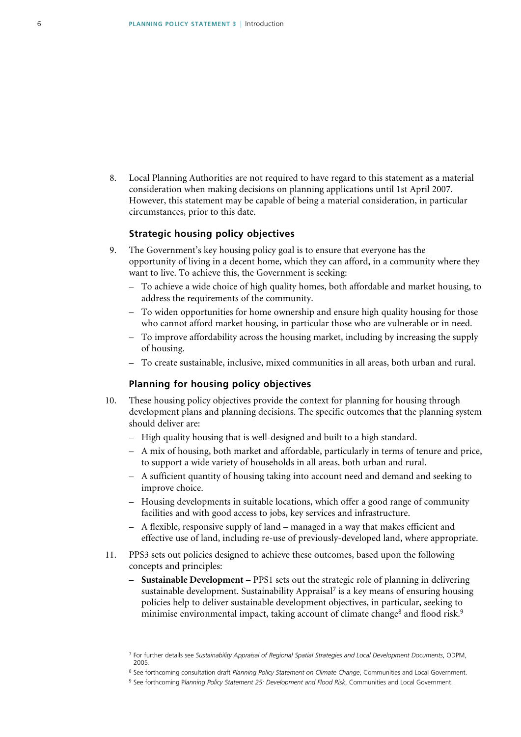8. Local Planning Authorities are not required to have regard to this statement as a material consideration when making decisions on planning applications until 1st April 2007. However, this statement may be capable of being a material consideration, in particular circumstances, prior to this date.

### Strategic housing policy objectives

9. The Government's key housing policy goal is to ensure that everyone has the opportunity of living in a decent home, which they can afford, in a community where they want to live. To achieve this, the Government is seeking:
   - To achieve a wide choice of high quality homes, both affordable and market housing, to address the requirements of the community.
   - To widen opportunities for home ownership and ensure high quality housing for those who cannot afford market housing, in particular those who are vulnerable or in need.
   - To improve affordability across the housing market, including by increasing the supply of housing.
   - To create sustainable, inclusive, mixed communities in all areas, both urban and rural.

### Planning for housing policy objectives

10. These housing policy objectives provide the context for planning for housing through development plans and planning decisions. The specific outcomes that the planning system should deliver are:
    - High quality housing that is well-designed and built to a high standard.
    - A mix of housing, both market and affordable, particularly in terms of tenure and price, to support a wide variety of households in all areas, both urban and rural.
    - A sufficient quantity of housing taking into account need and demand and seeking to improve choice.
    - Housing developments in suitable locations, which offer a good range of community facilities and with good access to jobs, key services and infrastructure.
    - A flexible, responsive supply of land – managed in a way that makes efficient and effective use of land, including re-use of previously-developed land, where appropriate.

11. PPS3 sets out policies designed to achieve these outcomes, based upon the following concepts and principles:
    - **Sustainable Development** – PPS1 sets out the strategic role of planning in delivering sustainable development. Sustainability Appraisal[7] is a key means of ensuring housing policies help to deliver sustainable development objectives, in particular, seeking to minimise environmental impact, taking account of climate change[8] and flood risk.[9]

[7] For further details see *Sustainability Appraisal of Regional Spatial Strategies and Local Development Documents*, ODPM, 2005.

[8] See forthcoming consultation draft *Planning Policy Statement on Climate Change*, Communities and Local Government.

[9] See forthcoming P*lanning Policy Statement 25: Development and Flood Risk*, Communities and Local Government.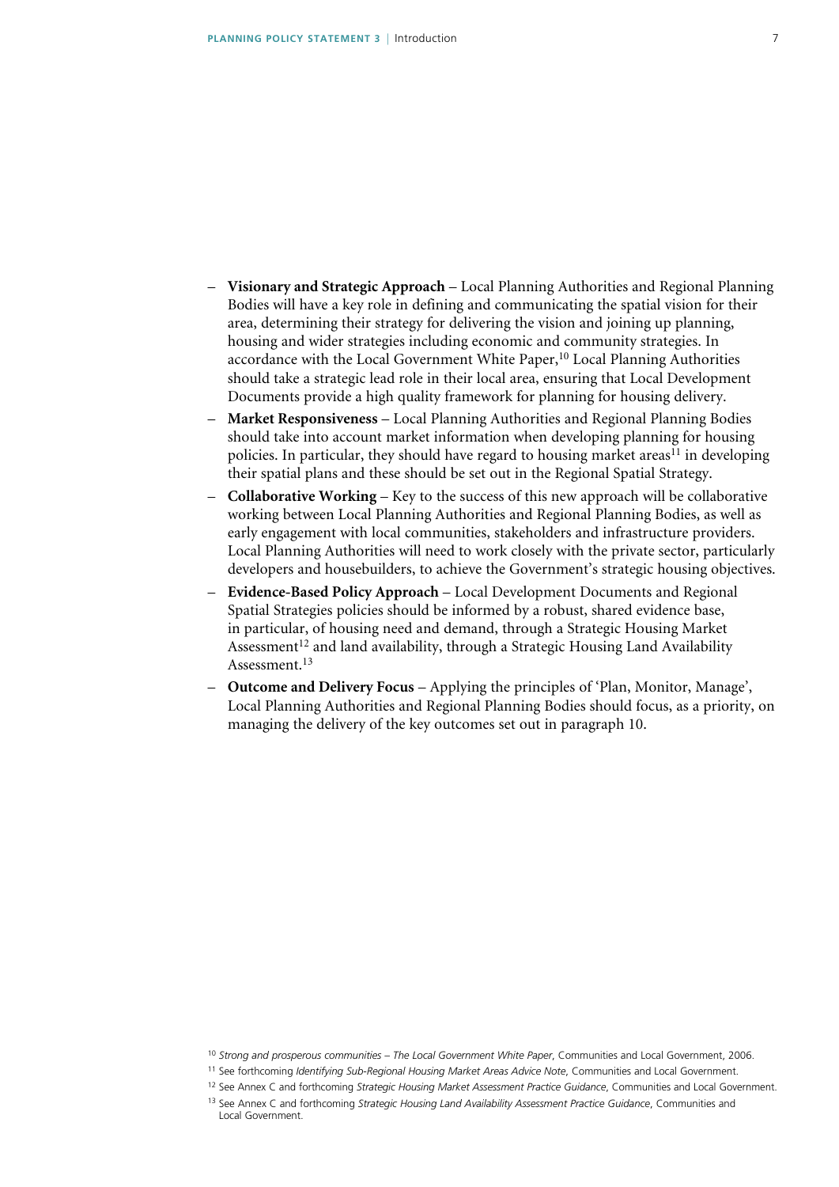- **Visionary and Strategic Approach** – Local Planning Authorities and Regional Planning Bodies will have a key role in defining and communicating the spatial vision for their area, determining their strategy for delivering the vision and joining up planning, housing and wider strategies including economic and community strategies. In accordance with the Local Government White Paper,[10] Local Planning Authorities should take a strategic lead role in their local area, ensuring that Local Development Documents provide a high quality framework for planning for housing delivery.
- **Market Responsiveness** – Local Planning Authorities and Regional Planning Bodies should take into account market information when developing planning for housing policies. In particular, they should have regard to housing market areas[11] in developing their spatial plans and these should be set out in the Regional Spatial Strategy.
- **Collaborative Working** – Key to the success of this new approach will be collaborative working between Local Planning Authorities and Regional Planning Bodies, as well as early engagement with local communities, stakeholders and infrastructure providers. Local Planning Authorities will need to work closely with the private sector, particularly developers and housebuilders, to achieve the Government's strategic housing objectives.
- **Evidence-Based Policy Approach** – Local Development Documents and Regional Spatial Strategies policies should be informed by a robust, shared evidence base, in particular, of housing need and demand, through a Strategic Housing Market Assessment[12] and land availability, through a Strategic Housing Land Availability Assessment.[13]
- **Outcome and Delivery Focus** – Applying the principles of 'Plan, Monitor, Manage', Local Planning Authorities and Regional Planning Bodies should focus, as a priority, on managing the delivery of the key outcomes set out in paragraph 10.

[10] *Strong and prosperous communities – The Local Government White Paper*, Communities and Local Government, 2006.

[11] See forthcoming *Identifying Sub-Regional Housing Market Areas Advice Note*, Communities and Local Government.

[12] See Annex C and forthcoming *Strategic Housing Market Assessment Practice Guidance*, Communities and Local Government.

[13] See Annex C and forthcoming *Strategic Housing Land Availability Assessment Practice Guidance*, Communities and Local Government.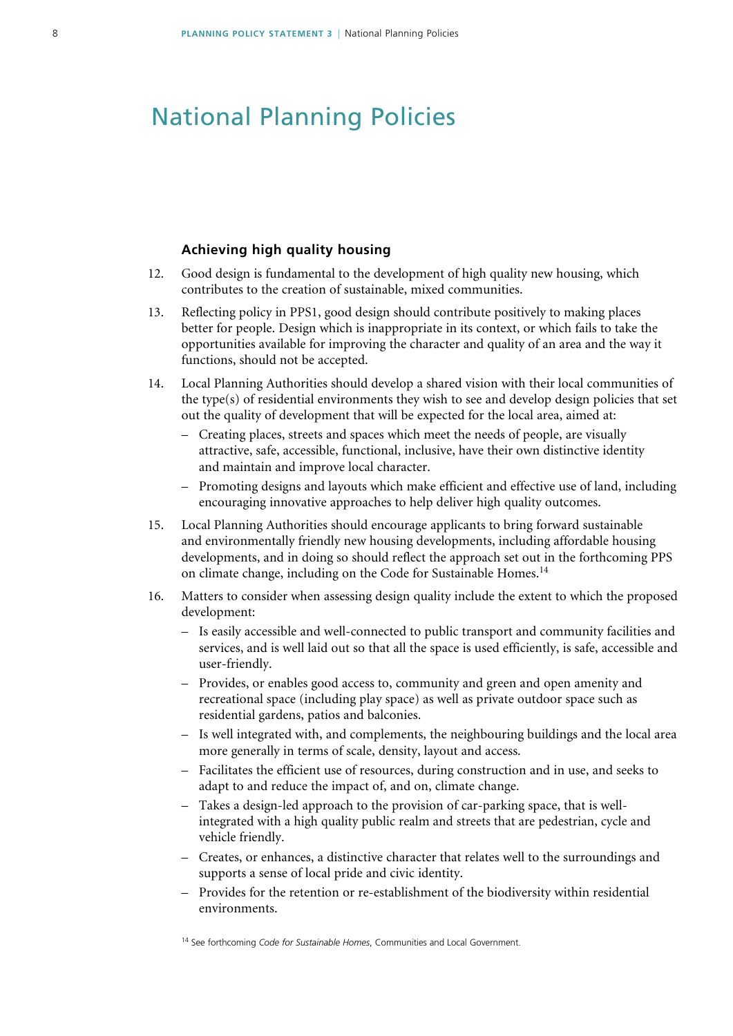# National Planning Policies

### Achieving high quality housing

12. Good design is fundamental to the development of high quality new housing, which contributes to the creation of sustainable, mixed communities.

13. Reflecting policy in PPS1, good design should contribute positively to making places better for people. Design which is inappropriate in its context, or which fails to take the opportunities available for improving the character and quality of an area and the way it functions, should not be accepted.

14. Local Planning Authorities should develop a shared vision with their local communities of the type(s) of residential environments they wish to see and develop design policies that set out the quality of development that will be expected for the local area, aimed at:
    - Creating places, streets and spaces which meet the needs of people, are visually attractive, safe, accessible, functional, inclusive, have their own distinctive identity and maintain and improve local character.
    - Promoting designs and layouts which make efficient and effective use of land, including encouraging innovative approaches to help deliver high quality outcomes.

15. Local Planning Authorities should encourage applicants to bring forward sustainable and environmentally friendly new housing developments, including affordable housing developments, and in doing so should reflect the approach set out in the forthcoming PPS on climate change, including on the Code for Sustainable Homes.[14]

16. Matters to consider when assessing design quality include the extent to which the proposed development:
    - Is easily accessible and well-connected to public transport and community facilities and services, and is well laid out so that all the space is used efficiently, is safe, accessible and user-friendly.
    - Provides, or enables good access to, community and green and open amenity and recreational space (including play space) as well as private outdoor space such as residential gardens, patios and balconies.
    - Is well integrated with, and complements, the neighbouring buildings and the local area more generally in terms of scale, density, layout and access.
    - Facilitates the efficient use of resources, during construction and in use, and seeks to adapt to and reduce the impact of, and on, climate change.
    - Takes a design-led approach to the provision of car-parking space, that is well-integrated with a high quality public realm and streets that are pedestrian, cycle and vehicle friendly.
    - Creates, or enhances, a distinctive character that relates well to the surroundings and supports a sense of local pride and civic identity.
    - Provides for the retention or re-establishment of the biodiversity within residential environments.

[14] See forthcoming *Code for Sustainable Homes*, Communities and Local Government.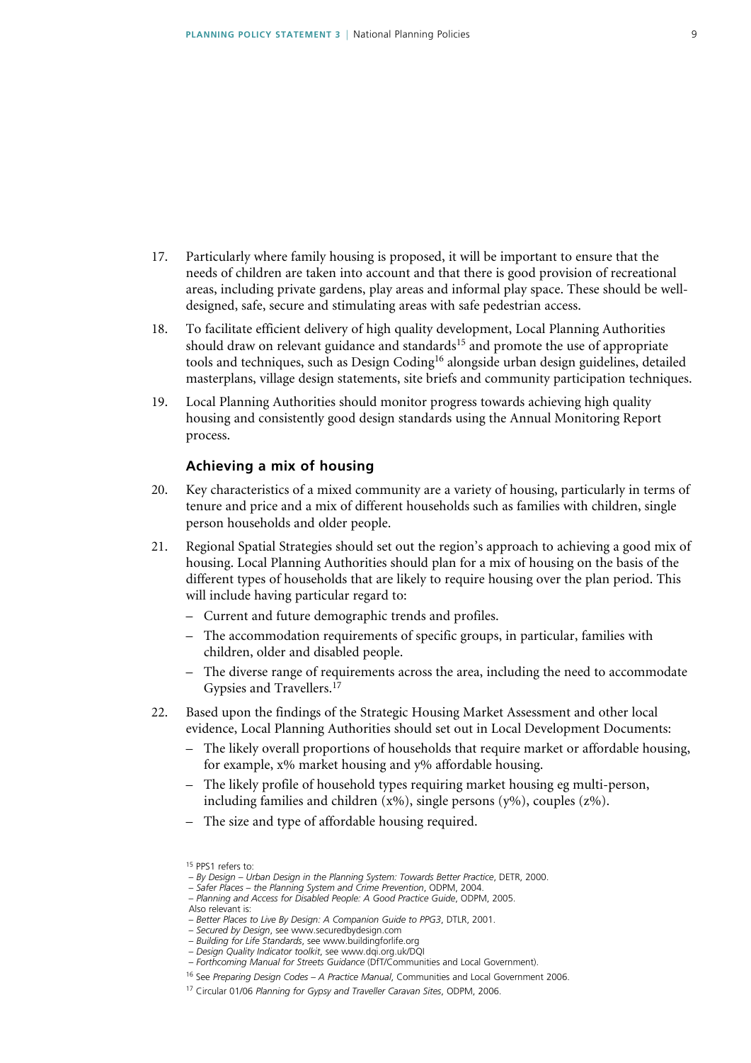17. Particularly where family housing is proposed, it will be important to ensure that the needs of children are taken into account and that there is good provision of recreational areas, including private gardens, play areas and informal play space. These should be well-designed, safe, secure and stimulating areas with safe pedestrian access.

18. To facilitate efficient delivery of high quality development, Local Planning Authorities should draw on relevant guidance and standards[15] and promote the use of appropriate tools and techniques, such as Design Coding[16] alongside urban design guidelines, detailed masterplans, village design statements, site briefs and community participation techniques.

19. Local Planning Authorities should monitor progress towards achieving high quality housing and consistently good design standards using the Annual Monitoring Report process.

### Achieving a mix of housing

20. Key characteristics of a mixed community are a variety of housing, particularly in terms of tenure and price and a mix of different households such as families with children, single person households and older people.

21. Regional Spatial Strategies should set out the region's approach to achieving a good mix of housing. Local Planning Authorities should plan for a mix of housing on the basis of the different types of households that are likely to require housing over the plan period. This will include having particular regard to:
    – Current and future demographic trends and profiles.
    – The accommodation requirements of specific groups, in particular, families with children, older and disabled people.
    – The diverse range of requirements across the area, including the need to accommodate Gypsies and Travellers.[17]

22. Based upon the findings of the Strategic Housing Market Assessment and other local evidence, Local Planning Authorities should set out in Local Development Documents:
    – The likely overall proportions of households that require market or affordable housing, for example, x% market housing and y% affordable housing.
    – The likely profile of household types requiring market housing eg multi-person, including families and children (x%), single persons (y%), couples (z%).
    – The size and type of affordable housing required.

---

[15] PPS1 refers to:
– *By Design – Urban Design in the Planning System: Towards Better Practice*, DETR, 2000.
– *Safer Places – the Planning System and Crime Prevention*, ODPM, 2004.
– *Planning and Access for Disabled People: A Good Practice Guide*, ODPM, 2005.
Also relevant is:
– *Better Places to Live By Design: A Companion Guide to PPG3*, DTLR, 2001.
– *Secured by Design*, see www.securedbydesign.com
– *Building for Life Standards*, see www.buildingforlife.org
– *Design Quality Indicator toolkit*, see www.dqi.org.uk/DQI
– *Forthcoming Manual for Streets Guidance* (DfT/Communities and Local Government).

[16] See *Preparing Design Codes – A Practice Manual*, Communities and Local Government 2006.

[17] Circular 01/06 *Planning for Gypsy and Traveller Caravan Sites*, ODPM, 2006.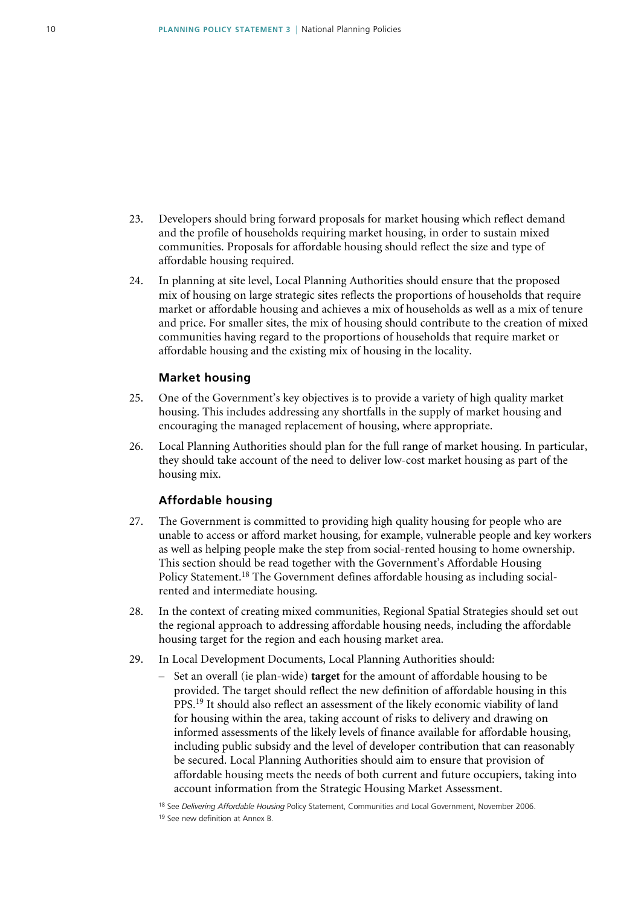23. Developers should bring forward proposals for market housing which reflect demand and the profile of households requiring market housing, in order to sustain mixed communities. Proposals for affordable housing should reflect the size and type of affordable housing required.

24. In planning at site level, Local Planning Authorities should ensure that the proposed mix of housing on large strategic sites reflects the proportions of households that require market or affordable housing and achieves a mix of households as well as a mix of tenure and price. For smaller sites, the mix of housing should contribute to the creation of mixed communities having regard to the proportions of households that require market or affordable housing and the existing mix of housing in the locality.

### Market housing

25. One of the Government's key objectives is to provide a variety of high quality market housing. This includes addressing any shortfalls in the supply of market housing and encouraging the managed replacement of housing, where appropriate.

26. Local Planning Authorities should plan for the full range of market housing. In particular, they should take account of the need to deliver low-cost market housing as part of the housing mix.

### Affordable housing

27. The Government is committed to providing high quality housing for people who are unable to access or afford market housing, for example, vulnerable people and key workers as well as helping people make the step from social-rented housing to home ownership. This section should be read together with the Government's Affordable Housing Policy Statement.[18] The Government defines affordable housing as including social-rented and intermediate housing.

28. In the context of creating mixed communities, Regional Spatial Strategies should set out the regional approach to addressing affordable housing needs, including the affordable housing target for the region and each housing market area.

29. In Local Development Documents, Local Planning Authorities should:

   – Set an overall (ie plan-wide) **target** for the amount of affordable housing to be provided. The target should reflect the new definition of affordable housing in this PPS.[19] It should also reflect an assessment of the likely economic viability of land for housing within the area, taking account of risks to delivery and drawing on informed assessments of the likely levels of finance available for affordable housing, including public subsidy and the level of developer contribution that can reasonably be secured. Local Planning Authorities should aim to ensure that provision of affordable housing meets the needs of both current and future occupiers, taking into account information from the Strategic Housing Market Assessment.

[18] See *Delivering Affordable Housing* Policy Statement, Communities and Local Government, November 2006.

[19] See new definition at Annex B.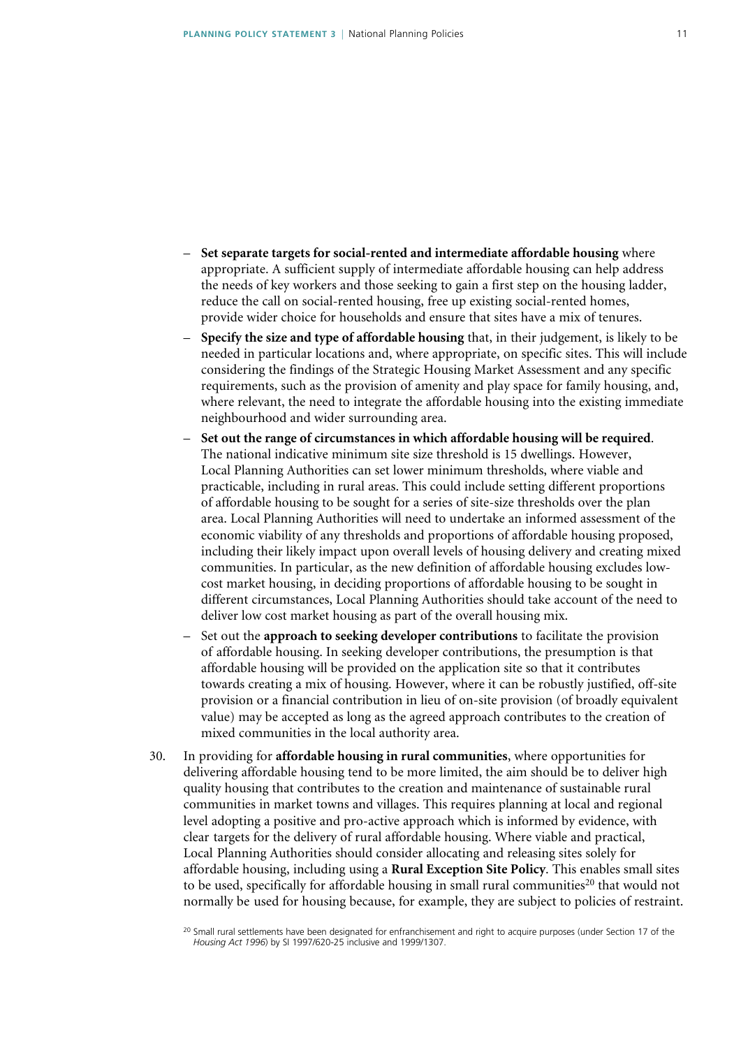- **Set separate targets for social-rented and intermediate affordable housing** where appropriate. A sufficient supply of intermediate affordable housing can help address the needs of key workers and those seeking to gain a first step on the housing ladder, reduce the call on social-rented housing, free up existing social-rented homes, provide wider choice for households and ensure that sites have a mix of tenures.
- **Specify the size and type of affordable housing** that, in their judgement, is likely to be needed in particular locations and, where appropriate, on specific sites. This will include considering the findings of the Strategic Housing Market Assessment and any specific requirements, such as the provision of amenity and play space for family housing, and, where relevant, the need to integrate the affordable housing into the existing immediate neighbourhood and wider surrounding area.
- **Set out the range of circumstances in which affordable housing will be required**. The national indicative minimum site size threshold is 15 dwellings. However, Local Planning Authorities can set lower minimum thresholds, where viable and practicable, including in rural areas. This could include setting different proportions of affordable housing to be sought for a series of site-size thresholds over the plan area. Local Planning Authorities will need to undertake an informed assessment of the economic viability of any thresholds and proportions of affordable housing proposed, including their likely impact upon overall levels of housing delivery and creating mixed communities. In particular, as the new definition of affordable housing excludes low-cost market housing, in deciding proportions of affordable housing to be sought in different circumstances, Local Planning Authorities should take account of the need to deliver low cost market housing as part of the overall housing mix.
- Set out the **approach to seeking developer contributions** to facilitate the provision of affordable housing. In seeking developer contributions, the presumption is that affordable housing will be provided on the application site so that it contributes towards creating a mix of housing. However, where it can be robustly justified, off-site provision or a financial contribution in lieu of on-site provision (of broadly equivalent value) may be accepted as long as the agreed approach contributes to the creation of mixed communities in the local authority area.

30. In providing for **affordable housing in rural communities**, where opportunities for delivering affordable housing tend to be more limited, the aim should be to deliver high quality housing that contributes to the creation and maintenance of sustainable rural communities in market towns and villages. This requires planning at local and regional level adopting a positive and pro-active approach which is informed by evidence, with clear targets for the delivery of rural affordable housing. Where viable and practical, Local Planning Authorities should consider allocating and releasing sites solely for affordable housing, including using a **Rural Exception Site Policy**. This enables small sites to be used, specifically for affordable housing in small rural communities[20] that would not normally be used for housing because, for example, they are subject to policies of restraint.

[20] Small rural settlements have been designated for enfranchisement and right to acquire purposes (under Section 17 of the *Housing Act 1996*) by SI 1997/620-25 inclusive and 1999/1307.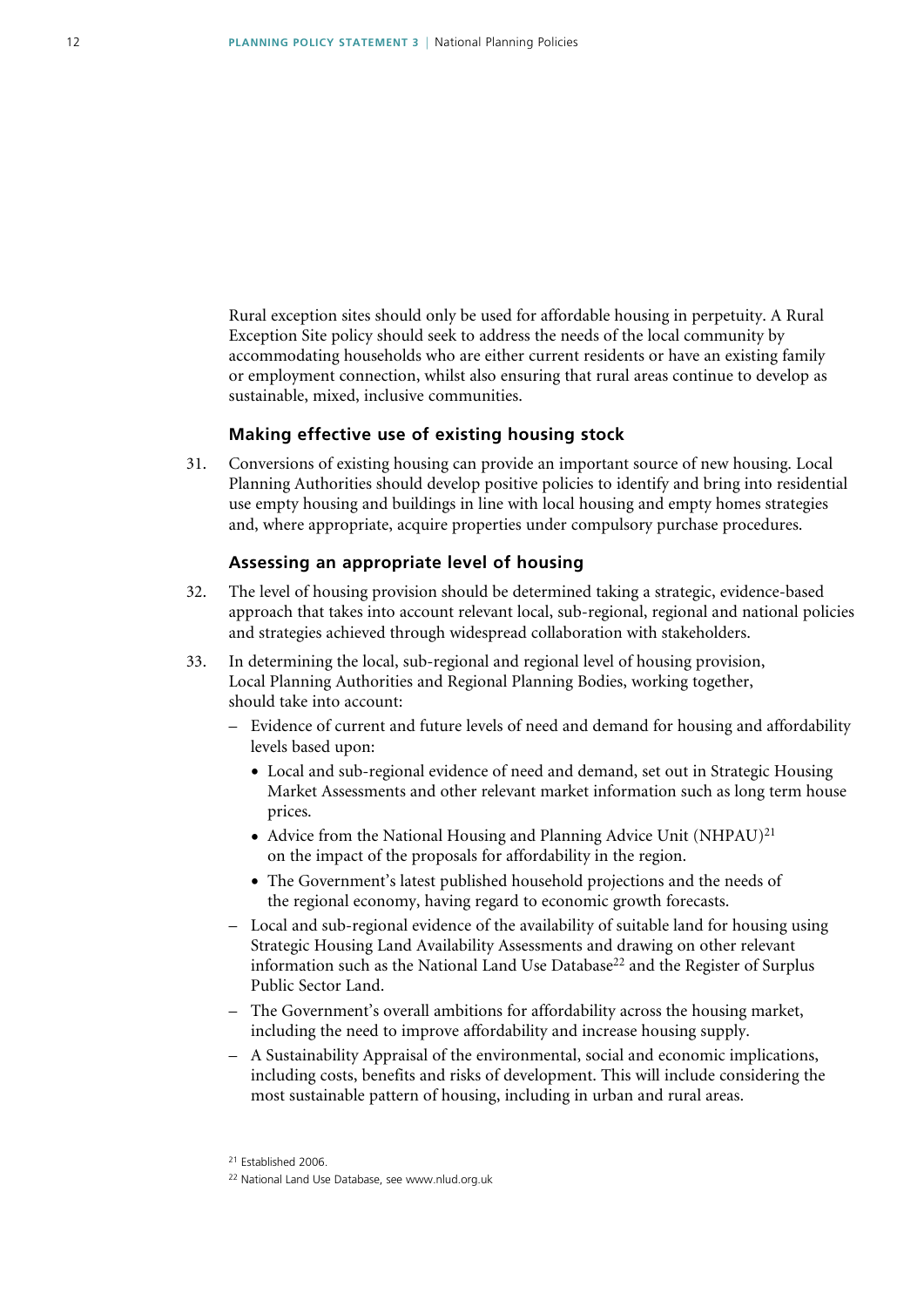Rural exception sites should only be used for affordable housing in perpetuity. A Rural Exception Site policy should seek to address the needs of the local community by accommodating households who are either current residents or have an existing family or employment connection, whilst also ensuring that rural areas continue to develop as sustainable, mixed, inclusive communities.

### Making effective use of existing housing stock

31. Conversions of existing housing can provide an important source of new housing. Local Planning Authorities should develop positive policies to identify and bring into residential use empty housing and buildings in line with local housing and empty homes strategies and, where appropriate, acquire properties under compulsory purchase procedures.

### Assessing an appropriate level of housing

32. The level of housing provision should be determined taking a strategic, evidence-based approach that takes into account relevant local, sub-regional, regional and national policies and strategies achieved through widespread collaboration with stakeholders.

33. In determining the local, sub-regional and regional level of housing provision, Local Planning Authorities and Regional Planning Bodies, working together, should take into account:
    - Evidence of current and future levels of need and demand for housing and affordability levels based upon:
        - Local and sub-regional evidence of need and demand, set out in Strategic Housing Market Assessments and other relevant market information such as long term house prices.
        - Advice from the National Housing and Planning Advice Unit (NHPAU)[21] on the impact of the proposals for affordability in the region.
        - The Government's latest published household projections and the needs of the regional economy, having regard to economic growth forecasts.
    - Local and sub-regional evidence of the availability of suitable land for housing using Strategic Housing Land Availability Assessments and drawing on other relevant information such as the National Land Use Database[22] and the Register of Surplus Public Sector Land.
    - The Government's overall ambitions for affordability across the housing market, including the need to improve affordability and increase housing supply.
    - A Sustainability Appraisal of the environmental, social and economic implications, including costs, benefits and risks of development. This will include considering the most sustainable pattern of housing, including in urban and rural areas.

[21] Established 2006.

[22] National Land Use Database, see www.nlud.org.uk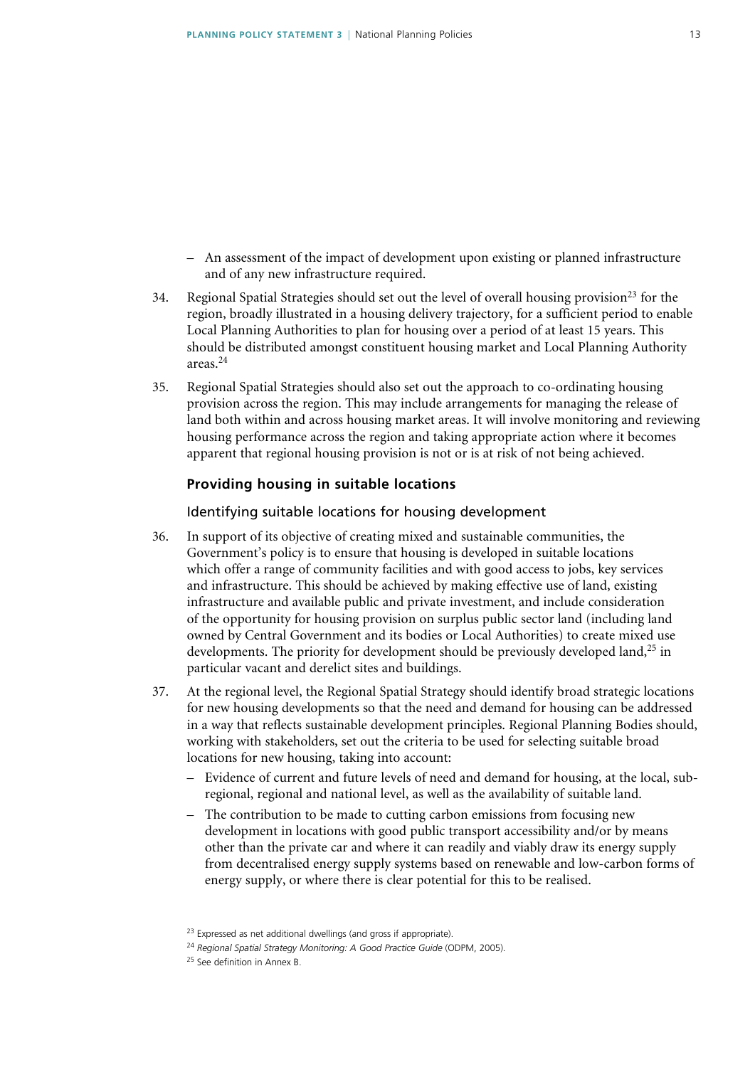– An assessment of the impact of development upon existing or planned infrastructure and of any new infrastructure required.

34. Regional Spatial Strategies should set out the level of overall housing provision[23] for the region, broadly illustrated in a housing delivery trajectory, for a sufficient period to enable Local Planning Authorities to plan for housing over a period of at least 15 years. This should be distributed amongst constituent housing market and Local Planning Authority areas.[24]

35. Regional Spatial Strategies should also set out the approach to co-ordinating housing provision across the region. This may include arrangements for managing the release of land both within and across housing market areas. It will involve monitoring and reviewing housing performance across the region and taking appropriate action where it becomes apparent that regional housing provision is not or is at risk of not being achieved.

### Providing housing in suitable locations

#### Identifying suitable locations for housing development

36. In support of its objective of creating mixed and sustainable communities, the Government's policy is to ensure that housing is developed in suitable locations which offer a range of community facilities and with good access to jobs, key services and infrastructure. This should be achieved by making effective use of land, existing infrastructure and available public and private investment, and include consideration of the opportunity for housing provision on surplus public sector land (including land owned by Central Government and its bodies or Local Authorities) to create mixed use developments. The priority for development should be previously developed land,[25] in particular vacant and derelict sites and buildings.

37. At the regional level, the Regional Spatial Strategy should identify broad strategic locations for new housing developments so that the need and demand for housing can be addressed in a way that reflects sustainable development principles. Regional Planning Bodies should, working with stakeholders, set out the criteria to be used for selecting suitable broad locations for new housing, taking into account:

   – Evidence of current and future levels of need and demand for housing, at the local, sub-regional, regional and national level, as well as the availability of suitable land.

   – The contribution to be made to cutting carbon emissions from focusing new development in locations with good public transport accessibility and/or by means other than the private car and where it can readily and viably draw its energy supply from decentralised energy supply systems based on renewable and low-carbon forms of energy supply, or where there is clear potential for this to be realised.

[23] Expressed as net additional dwellings (and gross if appropriate).

[24] *Regional Spatial Strategy Monitoring: A Good Practice Guide* (ODPM, 2005).

[25] See definition in Annex B.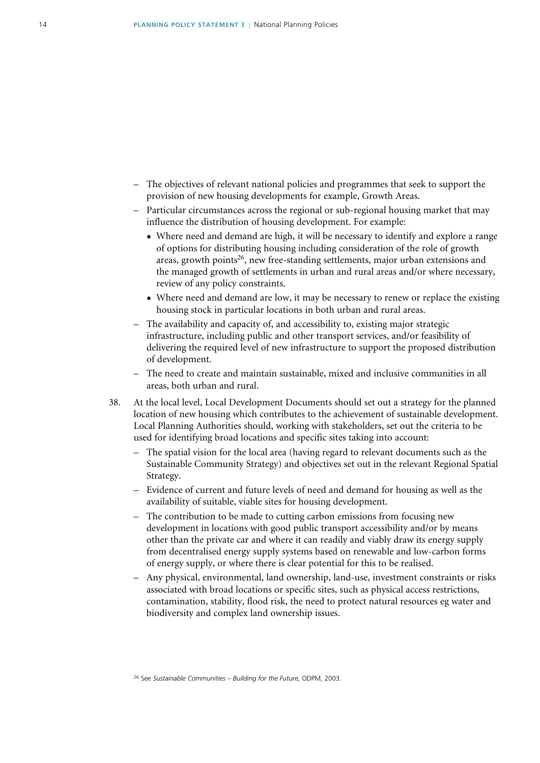- The objectives of relevant national policies and programmes that seek to support the provision of new housing developments for example, Growth Areas.
- Particular circumstances across the regional or sub-regional housing market that may influence the distribution of housing development. For example:
  - Where need and demand are high, it will be necessary to identify and explore a range of options for distributing housing including consideration of the role of growth areas, growth points[26], new free-standing settlements, major urban extensions and the managed growth of settlements in urban and rural areas and/or where necessary, review of any policy constraints.
  - Where need and demand are low, it may be necessary to renew or replace the existing housing stock in particular locations in both urban and rural areas.
- The availability and capacity of, and accessibility to, existing major strategic infrastructure, including public and other transport services, and/or feasibility of delivering the required level of new infrastructure to support the proposed distribution of development.
- The need to create and maintain sustainable, mixed and inclusive communities in all areas, both urban and rural.

38. At the local level, Local Development Documents should set out a strategy for the planned location of new housing which contributes to the achievement of sustainable development. Local Planning Authorities should, working with stakeholders, set out the criteria to be used for identifying broad locations and specific sites taking into account:

- The spatial vision for the local area (having regard to relevant documents such as the Sustainable Community Strategy) and objectives set out in the relevant Regional Spatial Strategy.
- Evidence of current and future levels of need and demand for housing as well as the availability of suitable, viable sites for housing development.
- The contribution to be made to cutting carbon emissions from focusing new development in locations with good public transport accessibility and/or by means other than the private car and where it can readily and viably draw its energy supply from decentralised energy supply systems based on renewable and low-carbon forms of energy supply, or where there is clear potential for this to be realised.
- Any physical, environmental, land ownership, land-use, investment constraints or risks associated with broad locations or specific sites, such as physical access restrictions, contamination, stability, flood risk, the need to protect natural resources eg water and biodiversity and complex land ownership issues.

[26] See *Sustainable Communities – Building for the Future*, ODPM, 2003.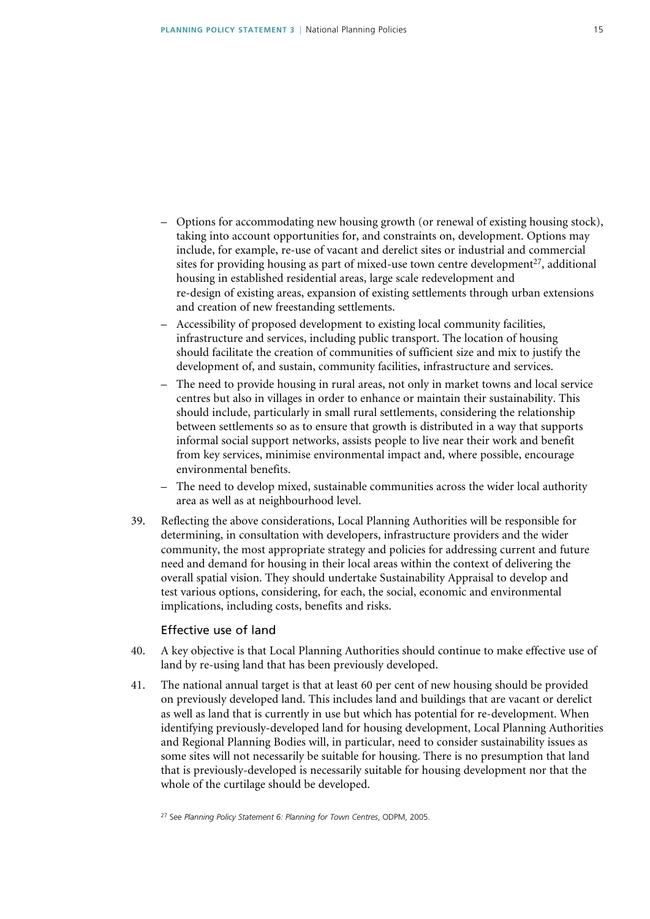– Options for accommodating new housing growth (or renewal of existing housing stock), taking into account opportunities for, and constraints on, development. Options may include, for example, re-use of vacant and derelict sites or industrial and commercial sites for providing housing as part of mixed-use town centre development[27], additional housing in established residential areas, large scale redevelopment and re-design of existing areas, expansion of existing settlements through urban extensions and creation of new freestanding settlements.

– Accessibility of proposed development to existing local community facilities, infrastructure and services, including public transport. The location of housing should facilitate the creation of communities of sufficient size and mix to justify the development of, and sustain, community facilities, infrastructure and services.

– The need to provide housing in rural areas, not only in market towns and local service centres but also in villages in order to enhance or maintain their sustainability. This should include, particularly in small rural settlements, considering the relationship between settlements so as to ensure that growth is distributed in a way that supports informal social support networks, assists people to live near their work and benefit from key services, minimise environmental impact and, where possible, encourage environmental benefits.

– The need to develop mixed, sustainable communities across the wider local authority area as well as at neighbourhood level.

39. Reflecting the above considerations, Local Planning Authorities will be responsible for determining, in consultation with developers, infrastructure providers and the wider community, the most appropriate strategy and policies for addressing current and future need and demand for housing in their local areas within the context of delivering the overall spatial vision. They should undertake Sustainability Appraisal to develop and test various options, considering, for each, the social, economic and environmental implications, including costs, benefits and risks.

### Effective use of land

40. A key objective is that Local Planning Authorities should continue to make effective use of land by re-using land that has been previously developed.

41. The national annual target is that at least 60 per cent of new housing should be provided on previously developed land. This includes land and buildings that are vacant or derelict as well as land that is currently in use but which has potential for re-development. When identifying previously-developed land for housing development, Local Planning Authorities and Regional Planning Bodies will, in particular, need to consider sustainability issues as some sites will not necessarily be suitable for housing. There is no presumption that land that is previously-developed is necessarily suitable for housing development nor that the whole of the curtilage should be developed.

[27] See *Planning Policy Statement 6: Planning for Town Centres*, ODPM, 2005.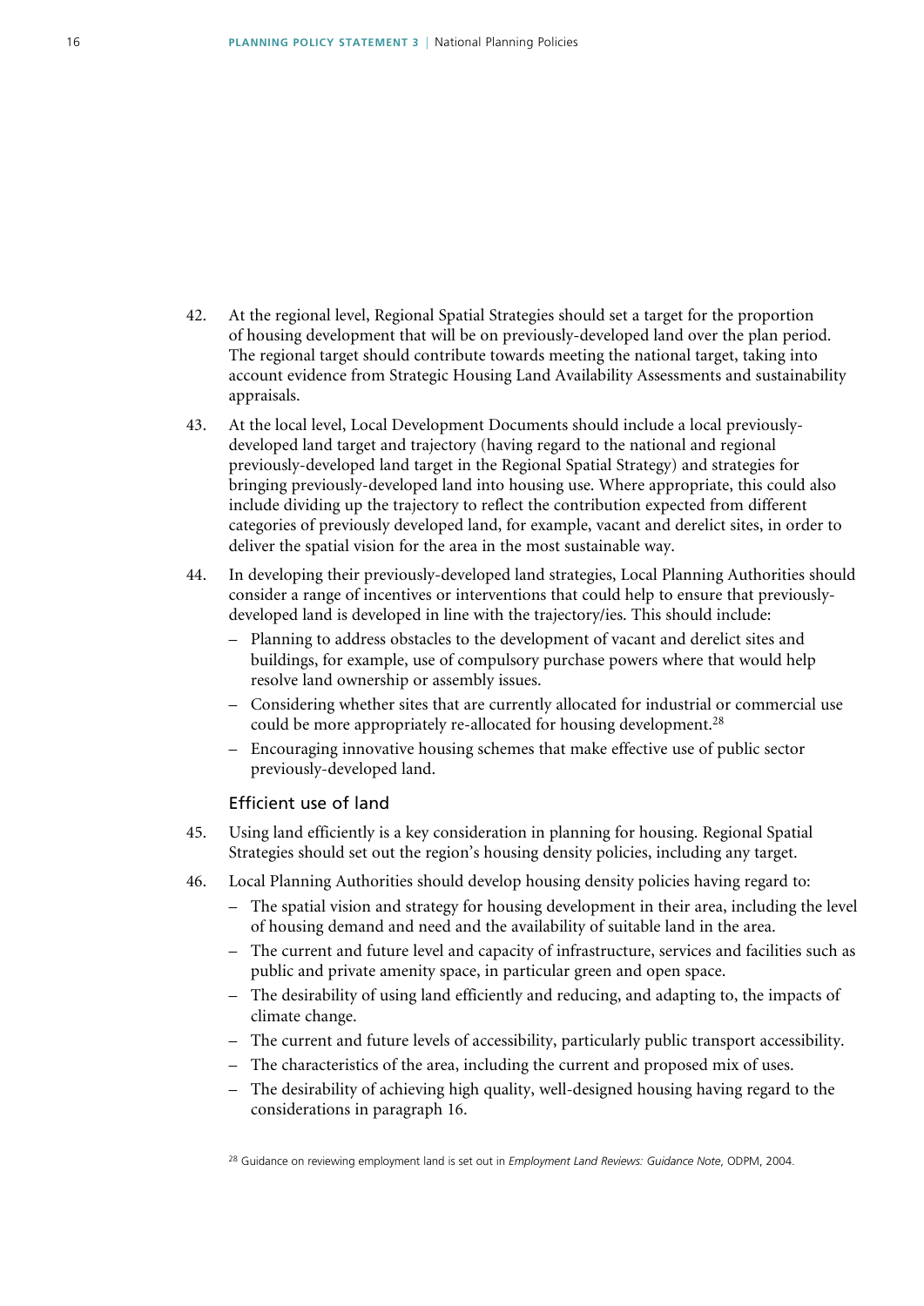42. At the regional level, Regional Spatial Strategies should set a target for the proportion of housing development that will be on previously-developed land over the plan period. The regional target should contribute towards meeting the national target, taking into account evidence from Strategic Housing Land Availability Assessments and sustainability appraisals.

43. At the local level, Local Development Documents should include a local previously-developed land target and trajectory (having regard to the national and regional previously-developed land target in the Regional Spatial Strategy) and strategies for bringing previously-developed land into housing use. Where appropriate, this could also include dividing up the trajectory to reflect the contribution expected from different categories of previously developed land, for example, vacant and derelict sites, in order to deliver the spatial vision for the area in the most sustainable way.

44. In developing their previously-developed land strategies, Local Planning Authorities should consider a range of incentives or interventions that could help to ensure that previously-developed land is developed in line with the trajectory/ies. This should include:
    - Planning to address obstacles to the development of vacant and derelict sites and buildings, for example, use of compulsory purchase powers where that would help resolve land ownership or assembly issues.
    - Considering whether sites that are currently allocated for industrial or commercial use could be more appropriately re-allocated for housing development.[28]
    - Encouraging innovative housing schemes that make effective use of public sector previously-developed land.

### Efficient use of land

45. Using land efficiently is a key consideration in planning for housing. Regional Spatial Strategies should set out the region's housing density policies, including any target.

46. Local Planning Authorities should develop housing density policies having regard to:
    - The spatial vision and strategy for housing development in their area, including the level of housing demand and need and the availability of suitable land in the area.
    - The current and future level and capacity of infrastructure, services and facilities such as public and private amenity space, in particular green and open space.
    - The desirability of using land efficiently and reducing, and adapting to, the impacts of climate change.
    - The current and future levels of accessibility, particularly public transport accessibility.
    - The characteristics of the area, including the current and proposed mix of uses.
    - The desirability of achieving high quality, well-designed housing having regard to the considerations in paragraph 16.

[28] Guidance on reviewing employment land is set out in *Employment Land Reviews: Guidance Note*, ODPM, 2004.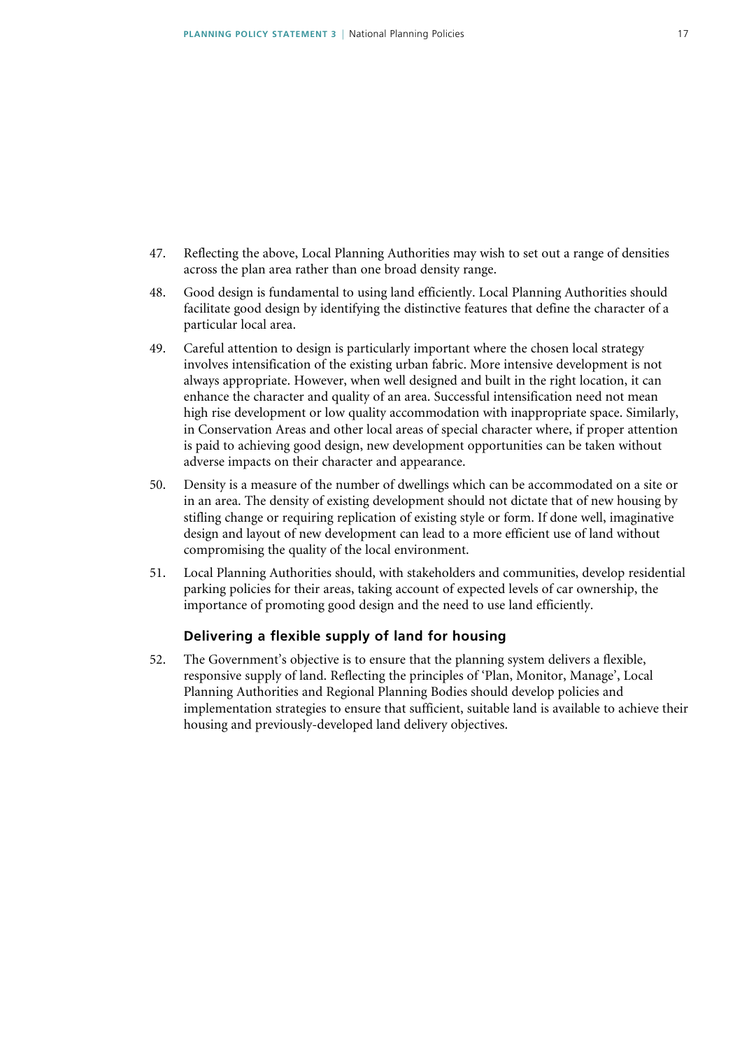47. Reflecting the above, Local Planning Authorities may wish to set out a range of densities across the plan area rather than one broad density range.

48. Good design is fundamental to using land efficiently. Local Planning Authorities should facilitate good design by identifying the distinctive features that define the character of a particular local area.

49. Careful attention to design is particularly important where the chosen local strategy involves intensification of the existing urban fabric. More intensive development is not always appropriate. However, when well designed and built in the right location, it can enhance the character and quality of an area. Successful intensification need not mean high rise development or low quality accommodation with inappropriate space. Similarly, in Conservation Areas and other local areas of special character where, if proper attention is paid to achieving good design, new development opportunities can be taken without adverse impacts on their character and appearance.

50. Density is a measure of the number of dwellings which can be accommodated on a site or in an area. The density of existing development should not dictate that of new housing by stifling change or requiring replication of existing style or form. If done well, imaginative design and layout of new development can lead to a more efficient use of land without compromising the quality of the local environment.

51. Local Planning Authorities should, with stakeholders and communities, develop residential parking policies for their areas, taking account of expected levels of car ownership, the importance of promoting good design and the need to use land efficiently.

### Delivering a flexible supply of land for housing

52. The Government's objective is to ensure that the planning system delivers a flexible, responsive supply of land. Reflecting the principles of 'Plan, Monitor, Manage', Local Planning Authorities and Regional Planning Bodies should develop policies and implementation strategies to ensure that sufficient, suitable land is available to achieve their housing and previously-developed land delivery objectives.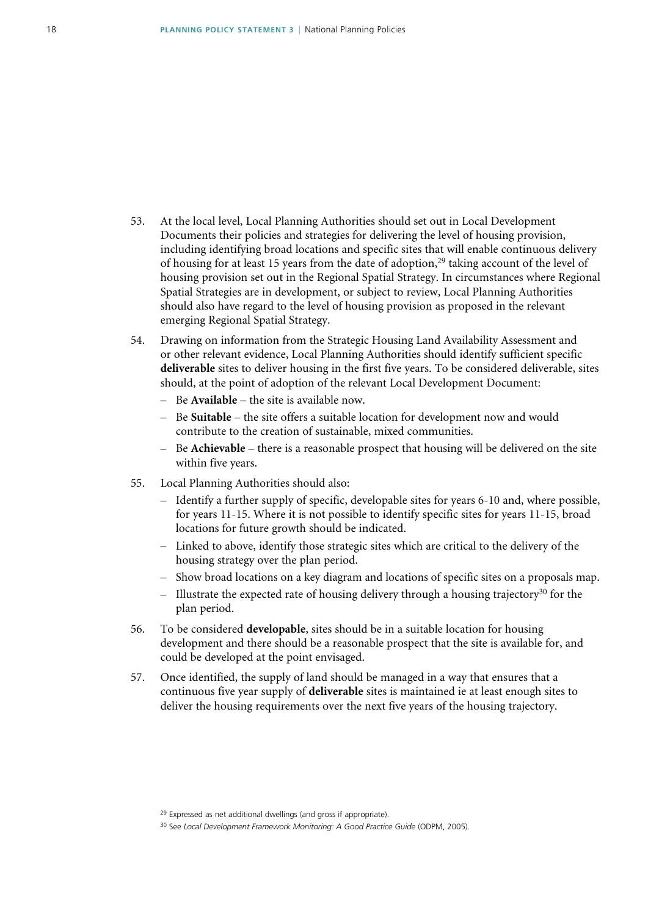53. At the local level, Local Planning Authorities should set out in Local Development Documents their policies and strategies for delivering the level of housing provision, including identifying broad locations and specific sites that will enable continuous delivery of housing for at least 15 years from the date of adoption,[29] taking account of the level of housing provision set out in the Regional Spatial Strategy. In circumstances where Regional Spatial Strategies are in development, or subject to review, Local Planning Authorities should also have regard to the level of housing provision as proposed in the relevant emerging Regional Spatial Strategy.

54. Drawing on information from the Strategic Housing Land Availability Assessment and or other relevant evidence, Local Planning Authorities should identify sufficient specific **deliverable** sites to deliver housing in the first five years. To be considered deliverable, sites should, at the point of adoption of the relevant Local Development Document:
   - Be **Available** – the site is available now.
   - Be **Suitable** – the site offers a suitable location for development now and would contribute to the creation of sustainable, mixed communities.
   - Be **Achievable** – there is a reasonable prospect that housing will be delivered on the site within five years.

55. Local Planning Authorities should also:
   - Identify a further supply of specific, developable sites for years 6-10 and, where possible, for years 11-15. Where it is not possible to identify specific sites for years 11-15, broad locations for future growth should be indicated.
   - Linked to above, identify those strategic sites which are critical to the delivery of the housing strategy over the plan period.
   - Show broad locations on a key diagram and locations of specific sites on a proposals map.
   - Illustrate the expected rate of housing delivery through a housing trajectory[30] for the plan period.

56. To be considered **developable**, sites should be in a suitable location for housing development and there should be a reasonable prospect that the site is available for, and could be developed at the point envisaged.

57. Once identified, the supply of land should be managed in a way that ensures that a continuous five year supply of **deliverable** sites is maintained ie at least enough sites to deliver the housing requirements over the next five years of the housing trajectory.

[29] Expressed as net additional dwellings (and gross if appropriate).

[30] See *Local Development Framework Monitoring: A Good Practice Guide* (ODPM, 2005).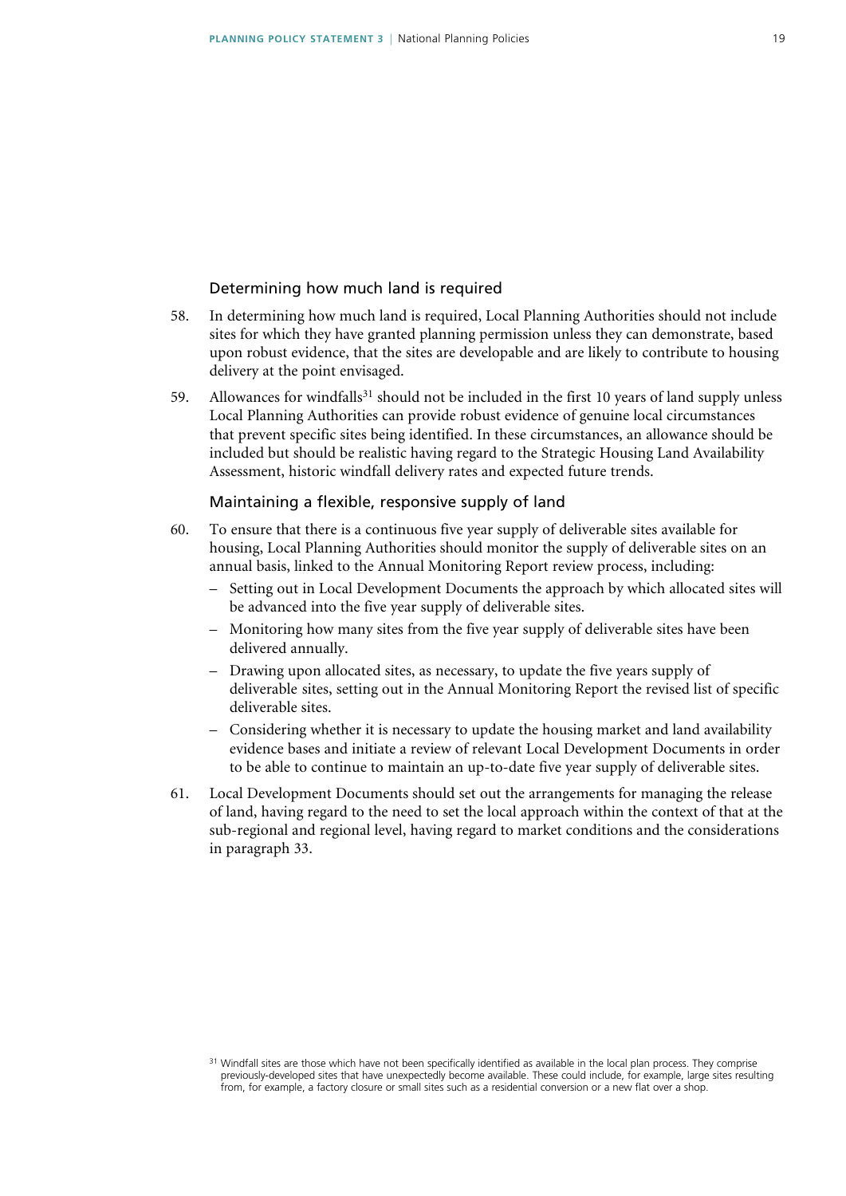### Determining how much land is required

58. In determining how much land is required, Local Planning Authorities should not include sites for which they have granted planning permission unless they can demonstrate, based upon robust evidence, that the sites are developable and are likely to contribute to housing delivery at the point envisaged.

59. Allowances for windfalls[31] should not be included in the first 10 years of land supply unless Local Planning Authorities can provide robust evidence of genuine local circumstances that prevent specific sites being identified. In these circumstances, an allowance should be included but should be realistic having regard to the Strategic Housing Land Availability Assessment, historic windfall delivery rates and expected future trends.

### Maintaining a flexible, responsive supply of land

60. To ensure that there is a continuous five year supply of deliverable sites available for housing, Local Planning Authorities should monitor the supply of deliverable sites on an annual basis, linked to the Annual Monitoring Report review process, including:
    - Setting out in Local Development Documents the approach by which allocated sites will be advanced into the five year supply of deliverable sites.
    - Monitoring how many sites from the five year supply of deliverable sites have been delivered annually.
    - Drawing upon allocated sites, as necessary, to update the five years supply of deliverable sites, setting out in the Annual Monitoring Report the revised list of specific deliverable sites.
    - Considering whether it is necessary to update the housing market and land availability evidence bases and initiate a review of relevant Local Development Documents in order to be able to continue to maintain an up-to-date five year supply of deliverable sites.

61. Local Development Documents should set out the arrangements for managing the release of land, having regard to the need to set the local approach within the context of that at the sub-regional and regional level, having regard to market conditions and the considerations in paragraph 33.

[31] Windfall sites are those which have not been specifically identified as available in the local plan process. They comprise previously-developed sites that have unexpectedly become available. These could include, for example, large sites resulting from, for example, a factory closure or small sites such as a residential conversion or a new flat over a shop.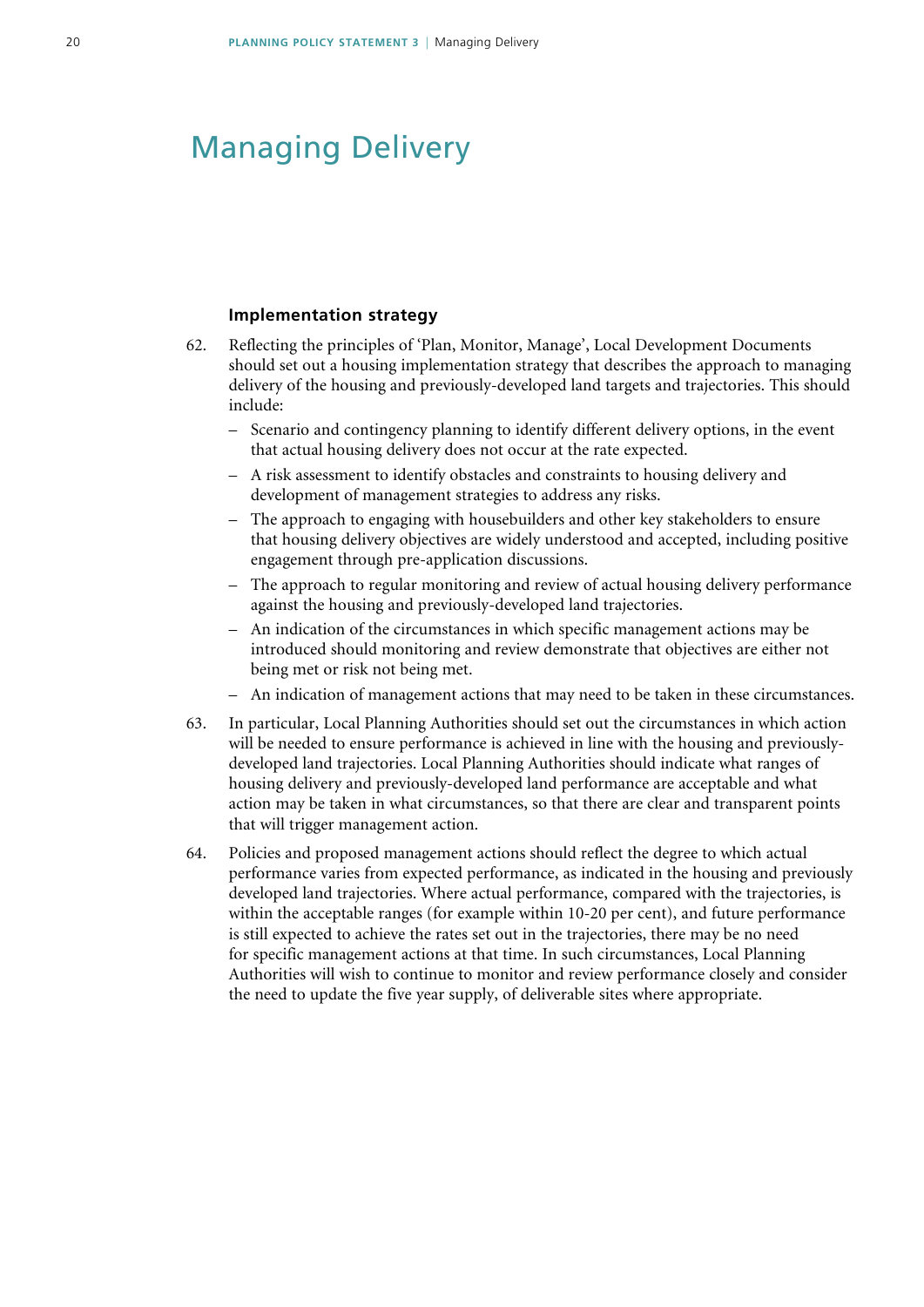# Managing Delivery

### Implementation strategy

62. Reflecting the principles of 'Plan, Monitor, Manage', Local Development Documents should set out a housing implementation strategy that describes the approach to managing delivery of the housing and previously-developed land targets and trajectories. This should include:
    - Scenario and contingency planning to identify different delivery options, in the event that actual housing delivery does not occur at the rate expected.
    - A risk assessment to identify obstacles and constraints to housing delivery and development of management strategies to address any risks.
    - The approach to engaging with housebuilders and other key stakeholders to ensure that housing delivery objectives are widely understood and accepted, including positive engagement through pre-application discussions.
    - The approach to regular monitoring and review of actual housing delivery performance against the housing and previously-developed land trajectories.
    - An indication of the circumstances in which specific management actions may be introduced should monitoring and review demonstrate that objectives are either not being met or risk not being met.
    - An indication of management actions that may need to be taken in these circumstances.

63. In particular, Local Planning Authorities should set out the circumstances in which action will be needed to ensure performance is achieved in line with the housing and previously-developed land trajectories. Local Planning Authorities should indicate what ranges of housing delivery and previously-developed land performance are acceptable and what action may be taken in what circumstances, so that there are clear and transparent points that will trigger management action.

64. Policies and proposed management actions should reflect the degree to which actual performance varies from expected performance, as indicated in the housing and previously developed land trajectories. Where actual performance, compared with the trajectories, is within the acceptable ranges (for example within 10-20 per cent), and future performance is still expected to achieve the rates set out in the trajectories, there may be no need for specific management actions at that time. In such circumstances, Local Planning Authorities will wish to continue to monitor and review performance closely and consider the need to update the five year supply, of deliverable sites where appropriate.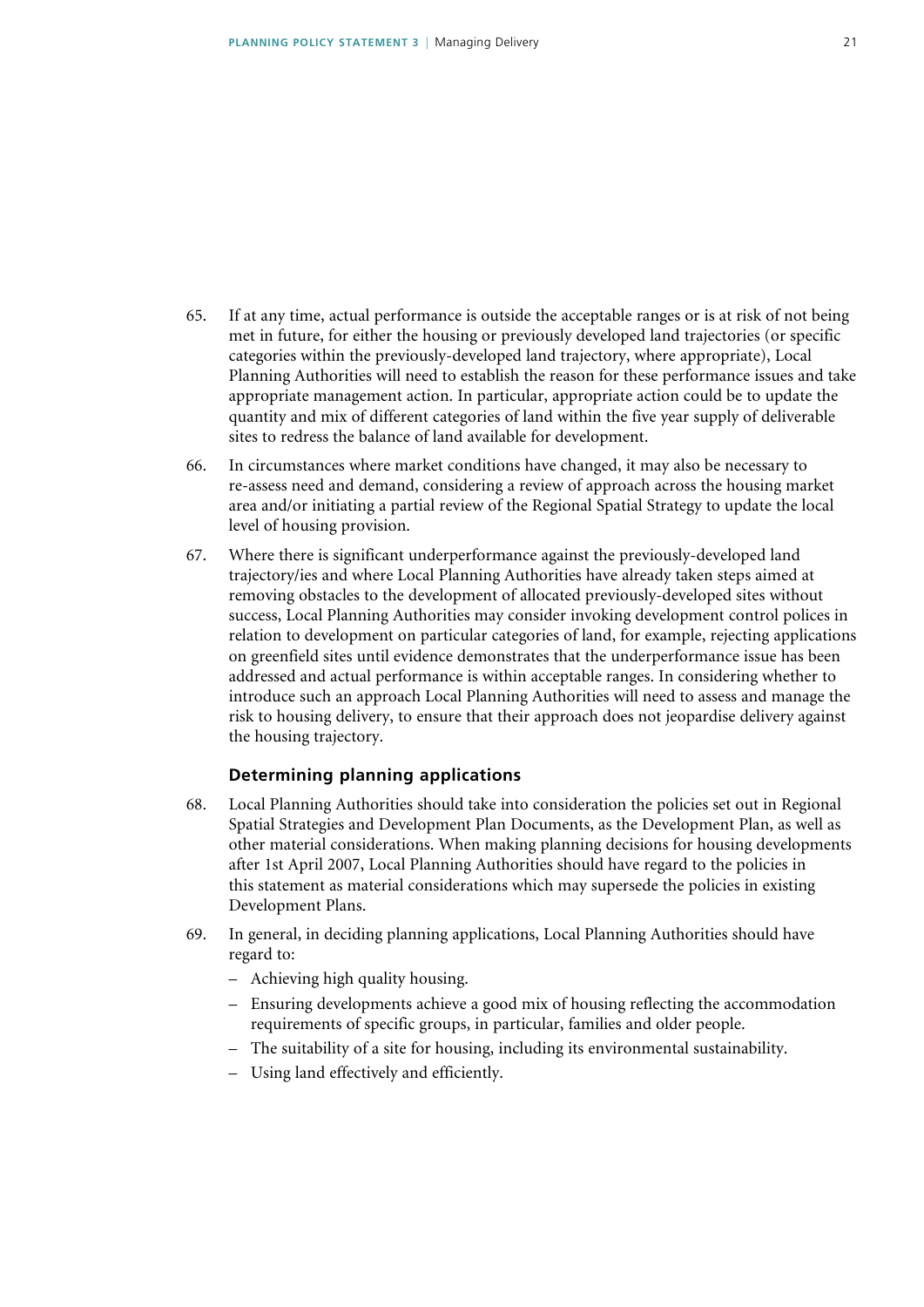65. If at any time, actual performance is outside the acceptable ranges or is at risk of not being met in future, for either the housing or previously developed land trajectories (or specific categories within the previously-developed land trajectory, where appropriate), Local Planning Authorities will need to establish the reason for these performance issues and take appropriate management action. In particular, appropriate action could be to update the quantity and mix of different categories of land within the five year supply of deliverable sites to redress the balance of land available for development.

66. In circumstances where market conditions have changed, it may also be necessary to re-assess need and demand, considering a review of approach across the housing market area and/or initiating a partial review of the Regional Spatial Strategy to update the local level of housing provision.

67. Where there is significant underperformance against the previously-developed land trajectory/ies and where Local Planning Authorities have already taken steps aimed at removing obstacles to the development of allocated previously-developed sites without success, Local Planning Authorities may consider invoking development control polices in relation to development on particular categories of land, for example, rejecting applications on greenfield sites until evidence demonstrates that the underperformance issue has been addressed and actual performance is within acceptable ranges. In considering whether to introduce such an approach Local Planning Authorities will need to assess and manage the risk to housing delivery, to ensure that their approach does not jeopardise delivery against the housing trajectory.

### Determining planning applications

68. Local Planning Authorities should take into consideration the policies set out in Regional Spatial Strategies and Development Plan Documents, as the Development Plan, as well as other material considerations. When making planning decisions for housing developments after 1st April 2007, Local Planning Authorities should have regard to the policies in this statement as material considerations which may supersede the policies in existing Development Plans.

69. In general, in deciding planning applications, Local Planning Authorities should have regard to:
    - Achieving high quality housing.
    - Ensuring developments achieve a good mix of housing reflecting the accommodation requirements of specific groups, in particular, families and older people.
    - The suitability of a site for housing, including its environmental sustainability.
    - Using land effectively and efficiently.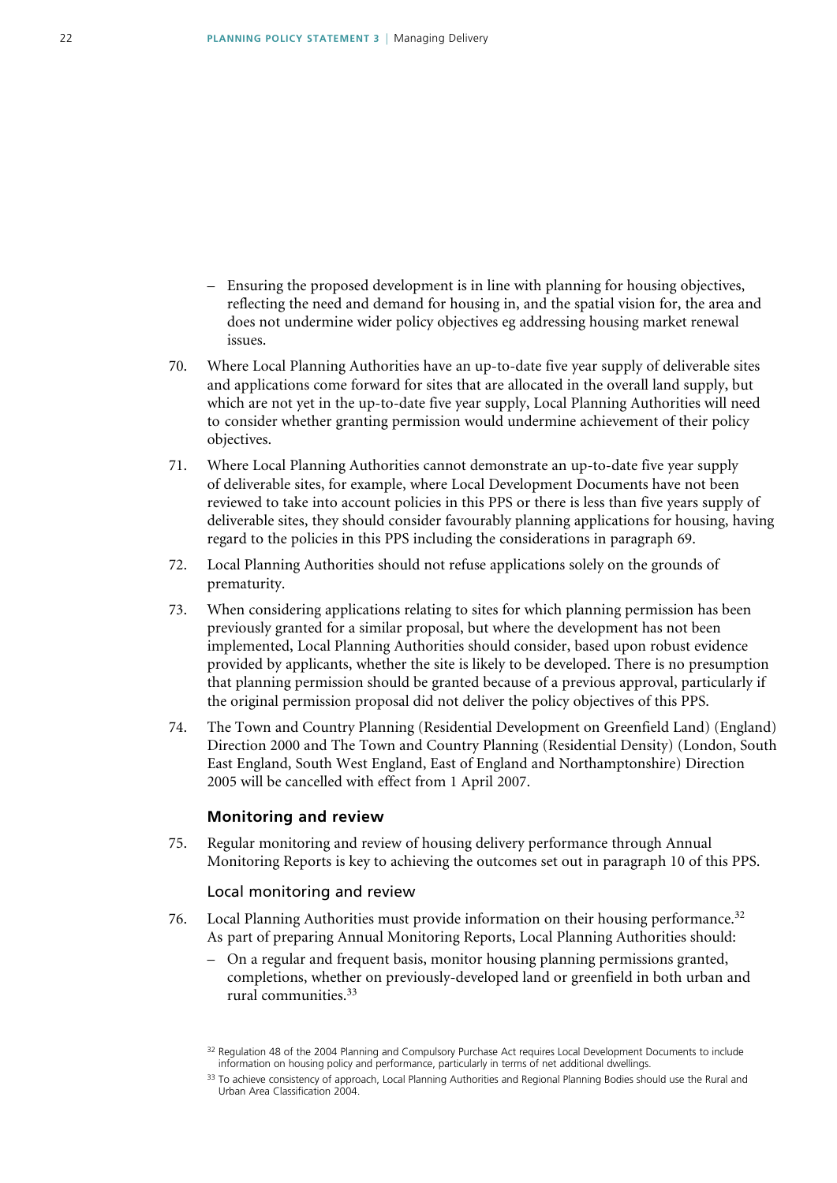– Ensuring the proposed development is in line with planning for housing objectives, reflecting the need and demand for housing in, and the spatial vision for, the area and does not undermine wider policy objectives eg addressing housing market renewal issues.

70. Where Local Planning Authorities have an up-to-date five year supply of deliverable sites and applications come forward for sites that are allocated in the overall land supply, but which are not yet in the up-to-date five year supply, Local Planning Authorities will need to consider whether granting permission would undermine achievement of their policy objectives.

71. Where Local Planning Authorities cannot demonstrate an up-to-date five year supply of deliverable sites, for example, where Local Development Documents have not been reviewed to take into account policies in this PPS or there is less than five years supply of deliverable sites, they should consider favourably planning applications for housing, having regard to the policies in this PPS including the considerations in paragraph 69.

72. Local Planning Authorities should not refuse applications solely on the grounds of prematurity.

73. When considering applications relating to sites for which planning permission has been previously granted for a similar proposal, but where the development has not been implemented, Local Planning Authorities should consider, based upon robust evidence provided by applicants, whether the site is likely to be developed. There is no presumption that planning permission should be granted because of a previous approval, particularly if the original permission proposal did not deliver the policy objectives of this PPS.

74. The Town and Country Planning (Residential Development on Greenfield Land) (England) Direction 2000 and The Town and Country Planning (Residential Density) (London, South East England, South West England, East of England and Northamptonshire) Direction 2005 will be cancelled with effect from 1 April 2007.

### Monitoring and review

75. Regular monitoring and review of housing delivery performance through Annual Monitoring Reports is key to achieving the outcomes set out in paragraph 10 of this PPS.

#### Local monitoring and review

76. Local Planning Authorities must provide information on their housing performance.[32] As part of preparing Annual Monitoring Reports, Local Planning Authorities should:
   – On a regular and frequent basis, monitor housing planning permissions granted, completions, whether on previously-developed land or greenfield in both urban and rural communities.[33]

[32] Regulation 48 of the 2004 Planning and Compulsory Purchase Act requires Local Development Documents to include information on housing policy and performance, particularly in terms of net additional dwellings.

[33] To achieve consistency of approach, Local Planning Authorities and Regional Planning Bodies should use the Rural and Urban Area Classification 2004.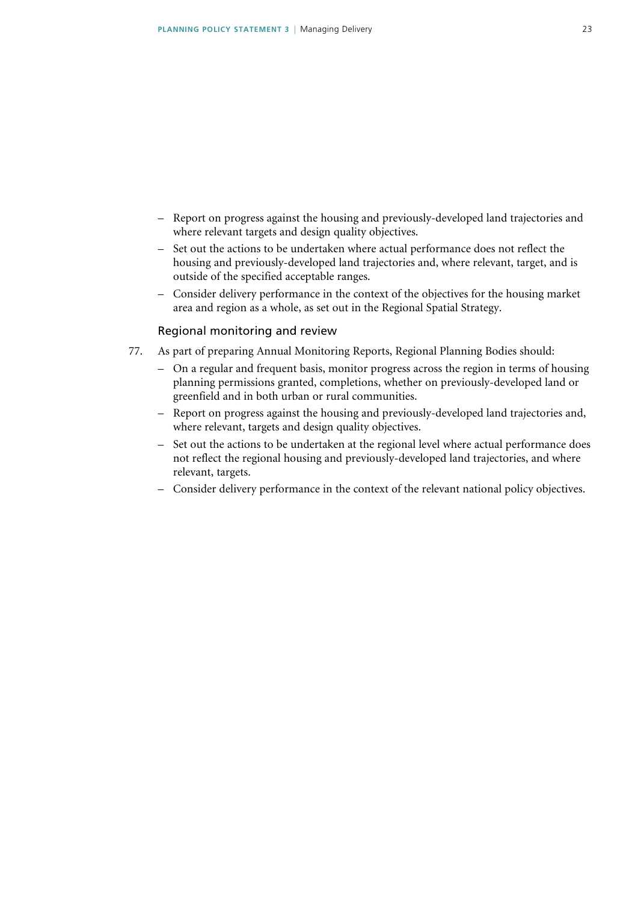- Report on progress against the housing and previously-developed land trajectories and where relevant targets and design quality objectives.
- Set out the actions to be undertaken where actual performance does not reflect the housing and previously-developed land trajectories and, where relevant, target, and is outside of the specified acceptable ranges.
- Consider delivery performance in the context of the objectives for the housing market area and region as a whole, as set out in the Regional Spatial Strategy.

### Regional monitoring and review

77. As part of preparing Annual Monitoring Reports, Regional Planning Bodies should:
    - On a regular and frequent basis, monitor progress across the region in terms of housing planning permissions granted, completions, whether on previously-developed land or greenfield and in both urban or rural communities.
    - Report on progress against the housing and previously-developed land trajectories and, where relevant, targets and design quality objectives.
    - Set out the actions to be undertaken at the regional level where actual performance does not reflect the regional housing and previously-developed land trajectories, and where relevant, targets.
    - Consider delivery performance in the context of the relevant national policy objectives.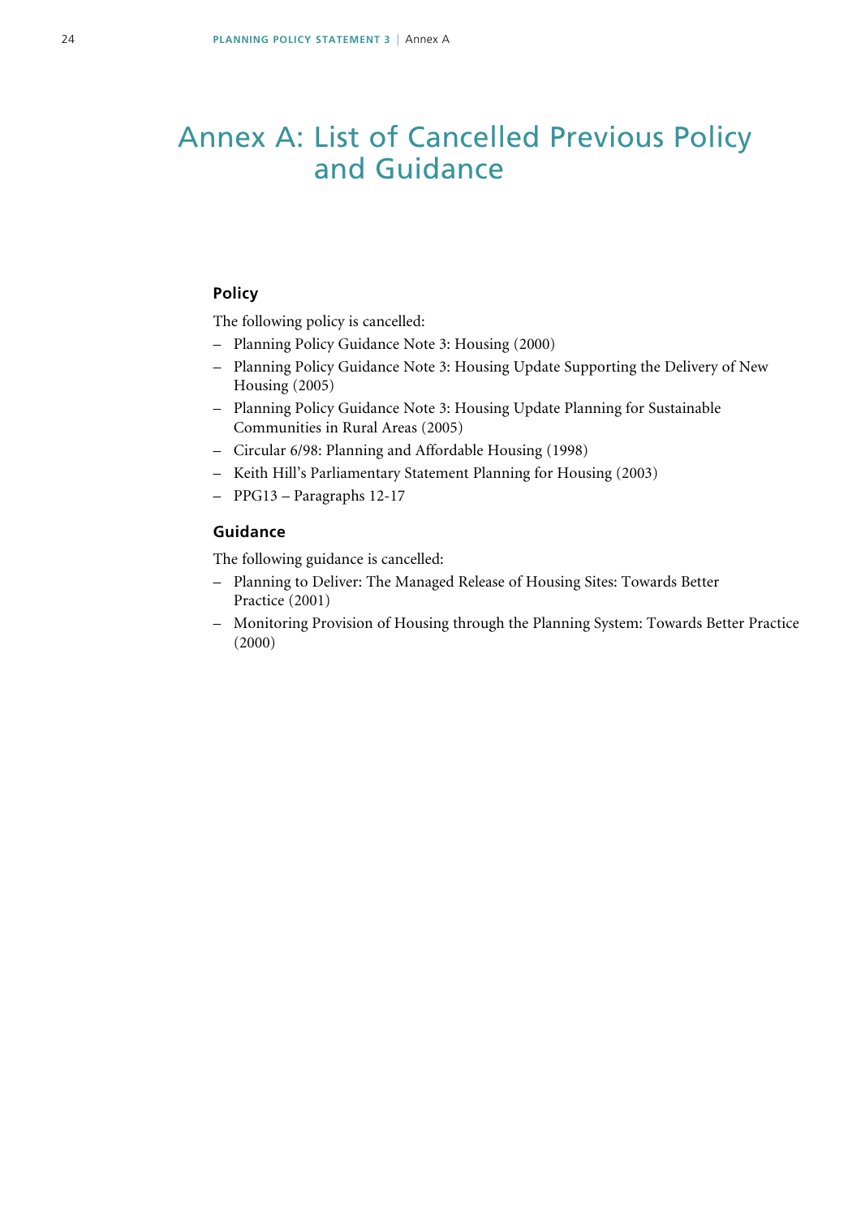# Annex A: List of Cancelled Previous Policy and Guidance

## Policy

The following policy is cancelled:

- Planning Policy Guidance Note 3: Housing (2000)
- Planning Policy Guidance Note 3: Housing Update Supporting the Delivery of New Housing (2005)
- Planning Policy Guidance Note 3: Housing Update Planning for Sustainable Communities in Rural Areas (2005)
- Circular 6/98: Planning and Affordable Housing (1998)
- Keith Hill's Parliamentary Statement Planning for Housing (2003)
- PPG13 – Paragraphs 12-17

## Guidance

The following guidance is cancelled:

- Planning to Deliver: The Managed Release of Housing Sites: Towards Better Practice (2001)
- Monitoring Provision of Housing through the Planning System: Towards Better Practice (2000)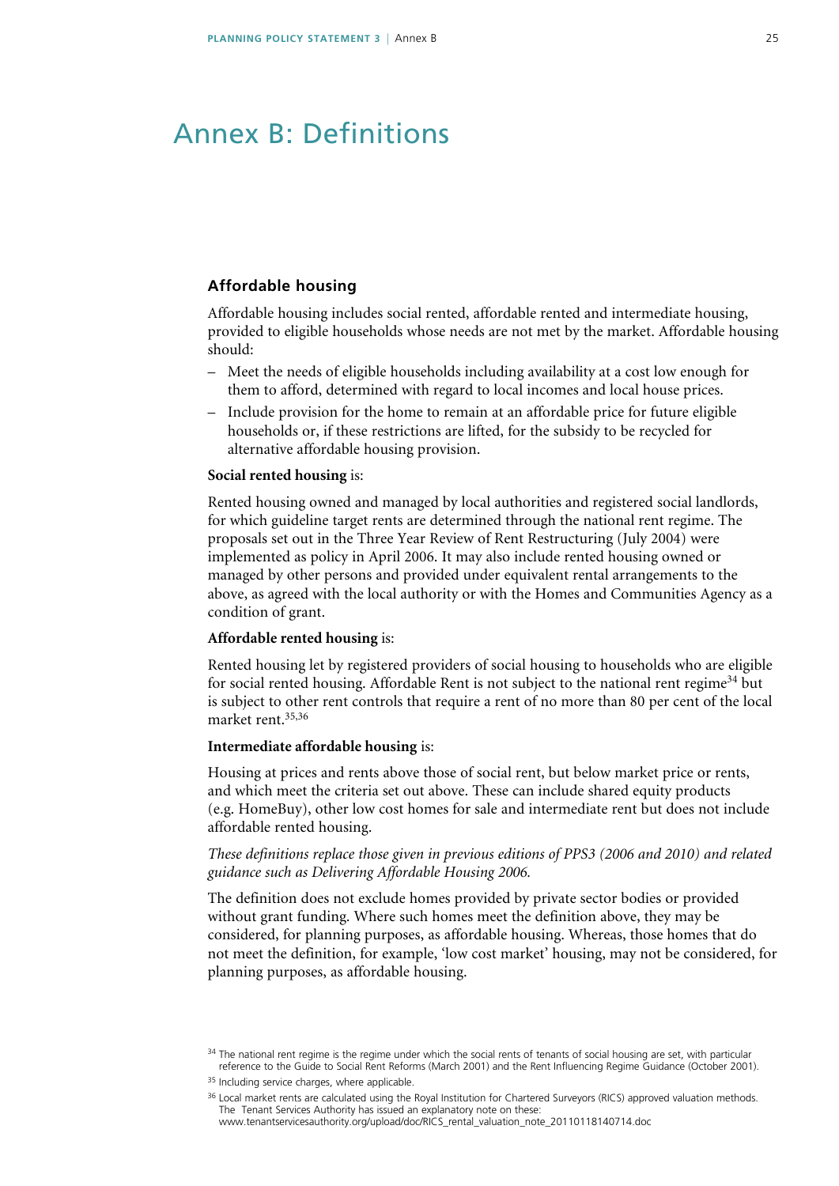# Annex B: Definitions

## Affordable housing

Affordable housing includes social rented, affordable rented and intermediate housing, provided to eligible households whose needs are not met by the market. Affordable housing should:

- Meet the needs of eligible households including availability at a cost low enough for them to afford, determined with regard to local incomes and local house prices.
- Include provision for the home to remain at an affordable price for future eligible households or, if these restrictions are lifted, for the subsidy to be recycled for alternative affordable housing provision.

**Social rented housing** is:

Rented housing owned and managed by local authorities and registered social landlords, for which guideline target rents are determined through the national rent regime. The proposals set out in the Three Year Review of Rent Restructuring (July 2004) were implemented as policy in April 2006. It may also include rented housing owned or managed by other persons and provided under equivalent rental arrangements to the above, as agreed with the local authority or with the Homes and Communities Agency as a condition of grant.

**Affordable rented housing** is:

Rented housing let by registered providers of social housing to households who are eligible for social rented housing. Affordable Rent is not subject to the national rent regime[34] but is subject to other rent controls that require a rent of no more than 80 per cent of the local market rent.[35,36]

**Intermediate affordable housing** is:

Housing at prices and rents above those of social rent, but below market price or rents, and which meet the criteria set out above. These can include shared equity products (e.g. HomeBuy), other low cost homes for sale and intermediate rent but does not include affordable rented housing.

*These definitions replace those given in previous editions of PPS3 (2006 and 2010) and related guidance such as Delivering Affordable Housing 2006.*

The definition does not exclude homes provided by private sector bodies or provided without grant funding. Where such homes meet the definition above, they may be considered, for planning purposes, as affordable housing. Whereas, those homes that do not meet the definition, for example, 'low cost market' housing, may not be considered, for planning purposes, as affordable housing.

---

[34] The national rent regime is the regime under which the social rents of tenants of social housing are set, with particular reference to the Guide to Social Rent Reforms (March 2001) and the Rent Influencing Regime Guidance (October 2001).

[35] Including service charges, where applicable.

[36] Local market rents are calculated using the Royal Institution for Chartered Surveyors (RICS) approved valuation methods. The Tenant Services Authority has issued an explanatory note on these: www.tenantservicesauthority.org/upload/doc/RICS_rental_valuation_note_20110118140714.doc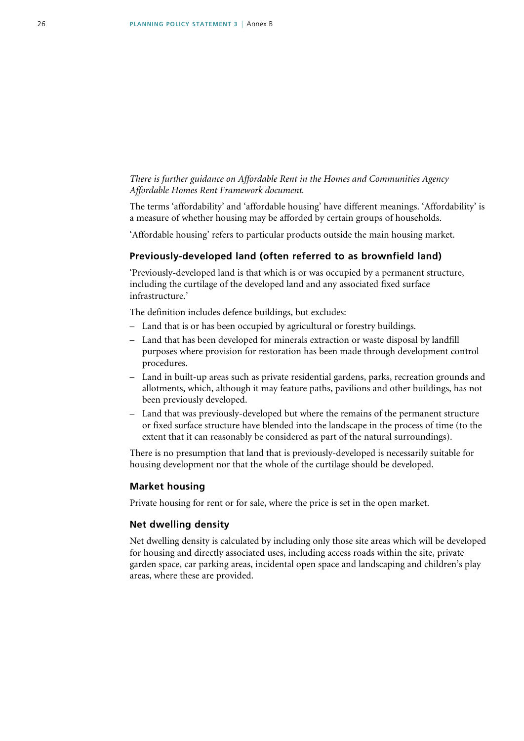*There is further guidance on Affordable Rent in the Homes and Communities Agency Affordable Homes Rent Framework document.*

The terms 'affordability' and 'affordable housing' have different meanings. 'Affordability' is a measure of whether housing may be afforded by certain groups of households.

'Affordable housing' refers to particular products outside the main housing market.

### Previously-developed land (often referred to as brownfield land)

'Previously-developed land is that which is or was occupied by a permanent structure, including the curtilage of the developed land and any associated fixed surface infrastructure.'

The definition includes defence buildings, but excludes:

- Land that is or has been occupied by agricultural or forestry buildings.
- Land that has been developed for minerals extraction or waste disposal by landfill purposes where provision for restoration has been made through development control procedures.
- Land in built-up areas such as private residential gardens, parks, recreation grounds and allotments, which, although it may feature paths, pavilions and other buildings, has not been previously developed.
- Land that was previously-developed but where the remains of the permanent structure or fixed surface structure have blended into the landscape in the process of time (to the extent that it can reasonably be considered as part of the natural surroundings).

There is no presumption that land that is previously-developed is necessarily suitable for housing development nor that the whole of the curtilage should be developed.

### Market housing

Private housing for rent or for sale, where the price is set in the open market.

### Net dwelling density

Net dwelling density is calculated by including only those site areas which will be developed for housing and directly associated uses, including access roads within the site, private garden space, car parking areas, incidental open space and landscaping and children's play areas, where these are provided.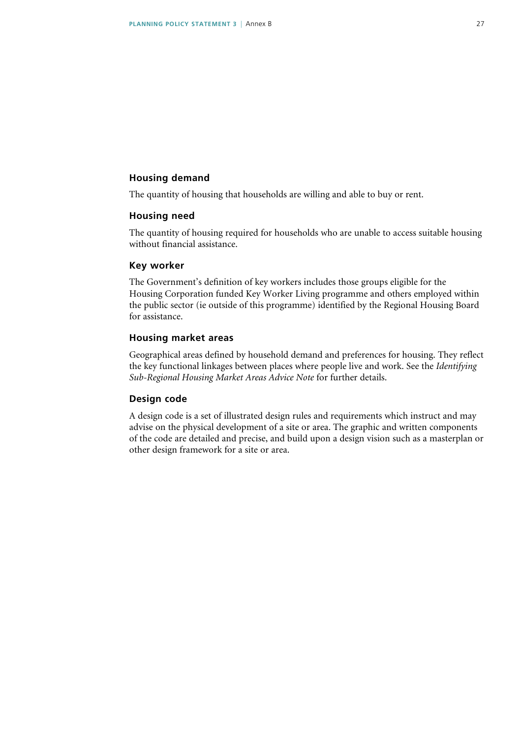### Housing demand

The quantity of housing that households are willing and able to buy or rent.

### Housing need

The quantity of housing required for households who are unable to access suitable housing without financial assistance.

### Key worker

The Government's definition of key workers includes those groups eligible for the Housing Corporation funded Key Worker Living programme and others employed within the public sector (ie outside of this programme) identified by the Regional Housing Board for assistance.

### Housing market areas

Geographical areas defined by household demand and preferences for housing. They reflect the key functional linkages between places where people live and work. See the *Identifying Sub-Regional Housing Market Areas Advice Note* for further details.

### Design code

A design code is a set of illustrated design rules and requirements which instruct and may advise on the physical development of a site or area. The graphic and written components of the code are detailed and precise, and build upon a design vision such as a masterplan or other design framework for a site or area.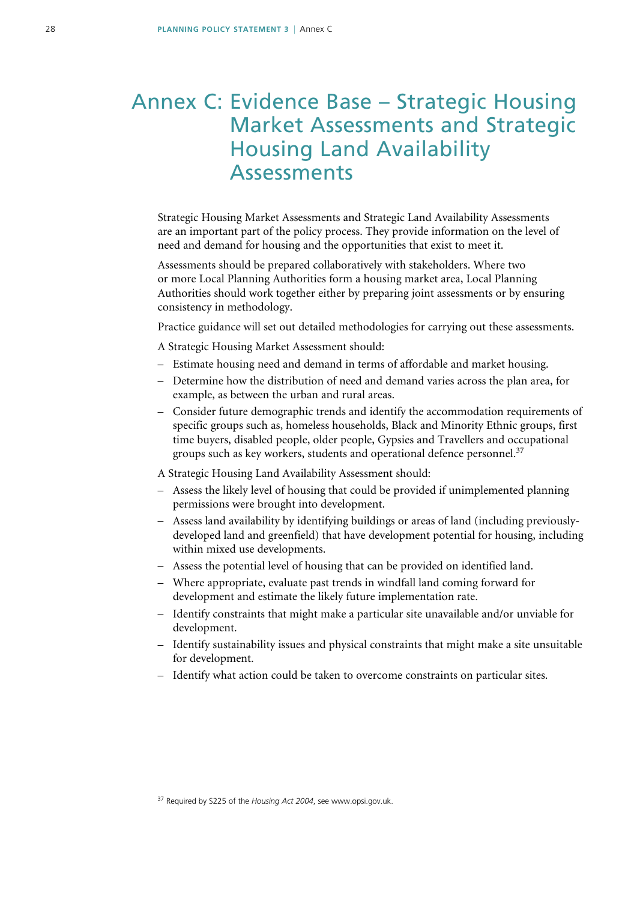# Annex C: Evidence Base – Strategic Housing Market Assessments and Strategic Housing Land Availability Assessments

Strategic Housing Market Assessments and Strategic Land Availability Assessments are an important part of the policy process. They provide information on the level of need and demand for housing and the opportunities that exist to meet it.

Assessments should be prepared collaboratively with stakeholders. Where two or more Local Planning Authorities form a housing market area, Local Planning Authorities should work together either by preparing joint assessments or by ensuring consistency in methodology.

Practice guidance will set out detailed methodologies for carrying out these assessments.

A Strategic Housing Market Assessment should:

- Estimate housing need and demand in terms of affordable and market housing.
- Determine how the distribution of need and demand varies across the plan area, for example, as between the urban and rural areas.
- Consider future demographic trends and identify the accommodation requirements of specific groups such as, homeless households, Black and Minority Ethnic groups, first time buyers, disabled people, older people, Gypsies and Travellers and occupational groups such as key workers, students and operational defence personnel.[37]

A Strategic Housing Land Availability Assessment should:

- Assess the likely level of housing that could be provided if unimplemented planning permissions were brought into development.
- Assess land availability by identifying buildings or areas of land (including previously-developed land and greenfield) that have development potential for housing, including within mixed use developments.
- Assess the potential level of housing that can be provided on identified land.
- Where appropriate, evaluate past trends in windfall land coming forward for development and estimate the likely future implementation rate.
- Identify constraints that might make a particular site unavailable and/or unviable for development.
- Identify sustainability issues and physical constraints that might make a site unsuitable for development.
- Identify what action could be taken to overcome constraints on particular sites.

[37] Required by S225 of the *Housing Act 2004*, see www.opsi.gov.uk.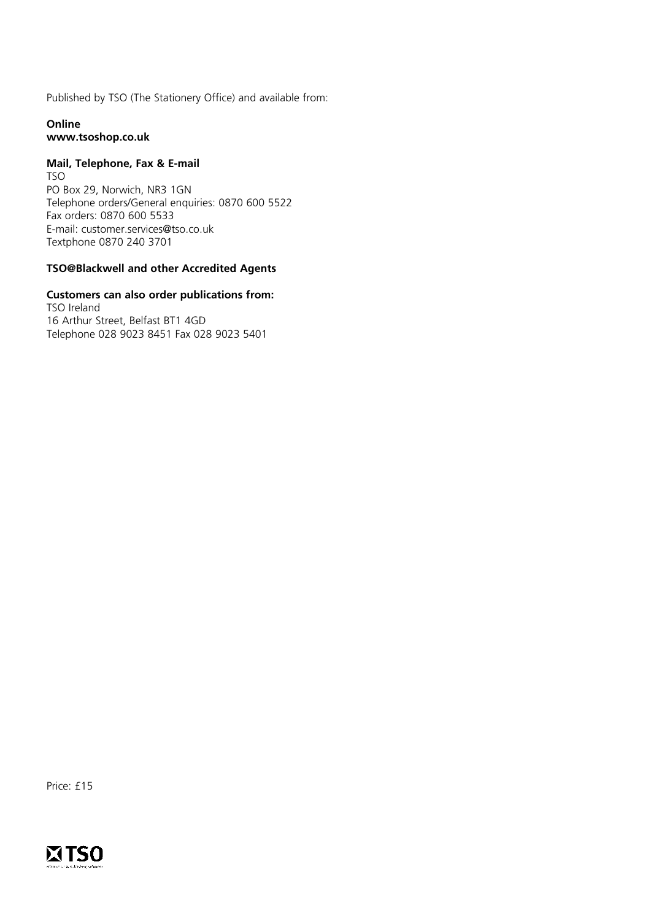Published by TSO (The Stationery Office) and available from:

**Online**
**www.tsoshop.co.uk**

**Mail, Telephone, Fax & E-mail**
TSO
PO Box 29, Norwich, NR3 1GN
Telephone orders/General enquiries: 0870 600 5522
Fax orders: 0870 600 5533
E-mail: customer.services@tso.co.uk
Textphone 0870 240 3701

**TSO@Blackwell and other Accredited Agents**

**Customers can also order publications from:**
TSO Ireland
16 Arthur Street, Belfast BT1 4GD
Telephone 028 9023 8451 Fax 028 9023 5401

Price: £15

TSO